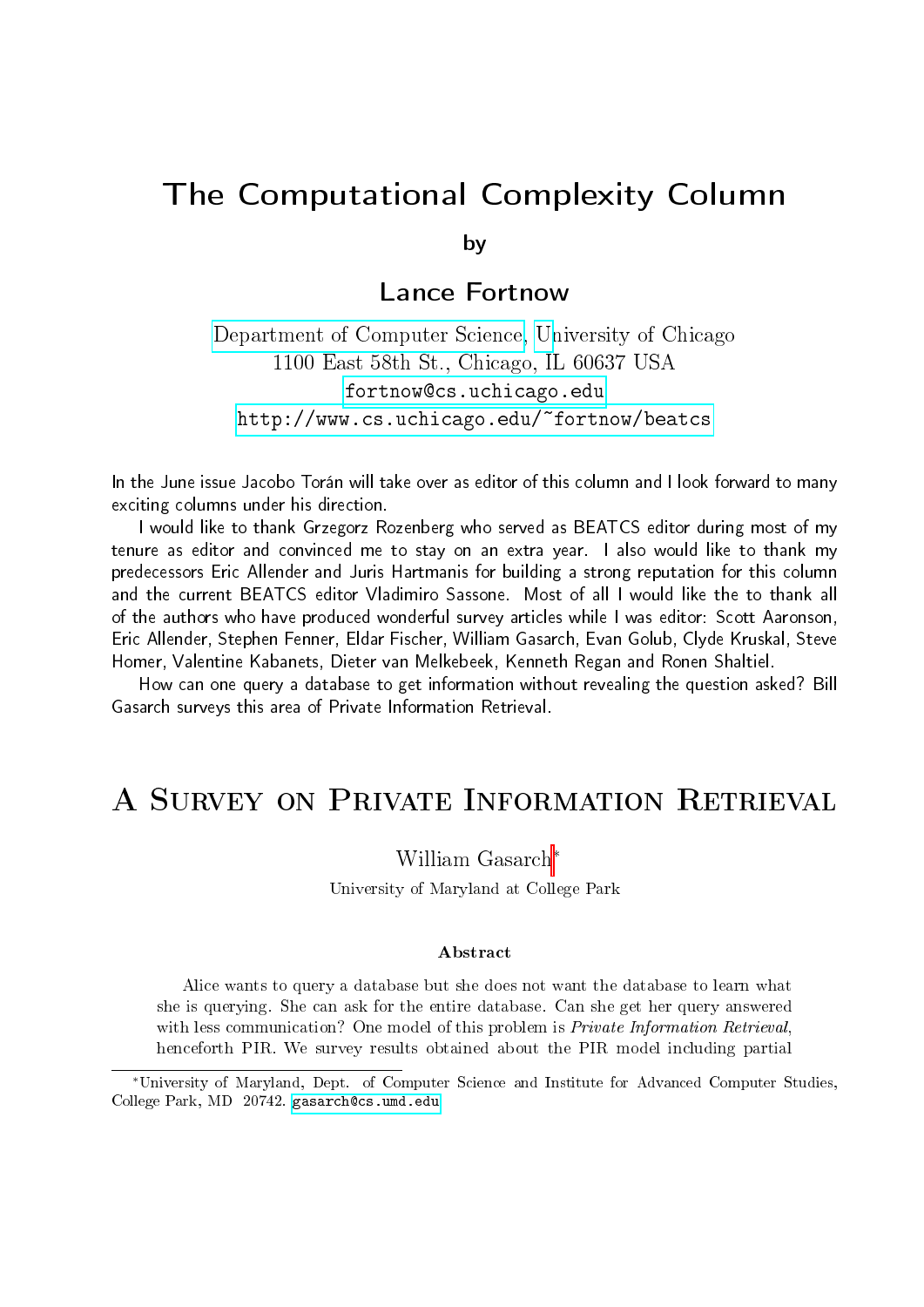# The Computational Complexity Column

by

## Lance Fortnow

Department of Computer Science, University of Chicago
1100 East 58th St., Chicago, IL 60637 USA
fortnow@cs.uchicago.edu
http://www.cs.uchicago.edu/~fortnow/beatcs

In the June issue Jacobo Torán will take over as editor of this column and I look forward to many exciting columns under his direction.

I would like to thank Grzegorz Rozenberg who served as BEATCS editor during most of my tenure as editor and convinced me to stay on an extra year. I also would like to thank my predecessors Eric Allender and Juris Hartmanis for building a strong reputation for this column and the current BEATCS editor Vladimiro Sassone. Most of all I would like the to thank all of the authors who have produced wonderful survey articles while I was editor: Scott Aaronson, Eric Allender, Stephen Fenner, Eldar Fischer, William Gasarch, Evan Golub, Clyde Kruskal, Steve Homer, Valentine Kabanets, Dieter van Melkebeek, Kenneth Regan and Ronen Shaltiel.

How can one query a database to get information without revealing the question asked? Bill Gasarch surveys this area of Private Information Retrieval.

# A Survey on Private Information Retrieval

William Gasarch*

University of Maryland at College Park

### Abstract

Alice wants to query a database but she does not want the database to learn what she is querying. She can ask for the entire database. Can she get her query answered with less communication? One model of this problem is *Private Information Retrieval*, henceforth PIR. We survey results obtained about the PIR model including partial

*University of Maryland, Dept. of Computer Science and Institute for Advanced Computer Studies, College Park, MD 20742. gasarch@cs.umd.edu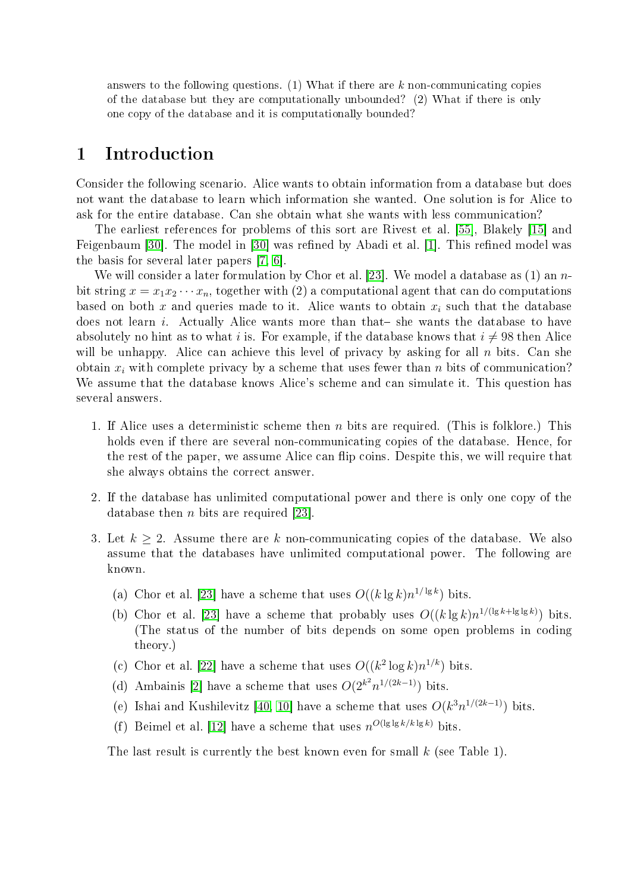answers to the following questions. (1) What if there are $k$ non-communicating copies of the database but they are computationally unbounded? (2) What if there is only one copy of the database and it is computationally bounded?

# 1 Introduction

Consider the following scenario. Alice wants to obtain information from a database but does not want the database to learn which information she wanted. One solution is for Alice to ask for the entire database. Can she obtain what she wants with less communication?

The earliest references for problems of this sort are Rivest et al. [55], Blakely [15] and Feigenbaum [30]. The model in [30] was refined by Abadi et al. [1]. This refined model was the basis for several later papers [7, 6].

We will consider a later formulation by Chor et al. [23]. We model a database as (1) an $n$-bit string $x = x_1 x_2 \cdots x_n$, together with (2) a computational agent that can do computations based on both $x$ and queries made to it. Alice wants to obtain $x_i$ such that the database does not learn $i$. Actually Alice wants more than that– she wants the database to have absolutely no hint as to what $i$ is. For example, if the database knows that $i \neq 98$ then Alice will be unhappy. Alice can achieve this level of privacy by asking for all $n$ bits. Can she obtain $x_i$ with complete privacy by a scheme that uses fewer than $n$ bits of communication? We assume that the database knows Alice's scheme and can simulate it. This question has several answers.

1. If Alice uses a deterministic scheme then $n$ bits are required. (This is folklore.) This holds even if there are several non-communicating copies of the database. Hence, for the rest of the paper, we assume Alice can flip coins. Despite this, we will require that she always obtains the correct answer.

2. If the database has unlimited computational power and there is only one copy of the database then $n$ bits are required [23].

3. Let $k \geq 2$. Assume there are $k$ non-communicating copies of the database. We also assume that the databases have unlimited computational power. The following are known.

   (a) Chor et al. [23] have a scheme that uses $O((k \lg k) n^{1/\lg k})$ bits.

   (b) Chor et al. [23] have a scheme that probably uses $O((k \lg k) n^{1/(\lg k + \lg \lg k)})$ bits. (The status of the number of bits depends on some open problems in coding theory.)

   (c) Chor et al. [22] have a scheme that uses $O((k^2 \log k) n^{1/k})$ bits.

   (d) Ambainis [2] have a scheme that uses $O(2^{k^2} n^{1/(2k-1)})$ bits.

   (e) Ishai and Kushilevitz [40, 10] have a scheme that uses $O(k^3 n^{1/(2k-1)})$ bits.

   (f) Beimel et al. [12] have a scheme that uses $n^{O(\lg \lg k / k \lg k)}$ bits.

   The last result is currently the best known even for small $k$ (see Table 1).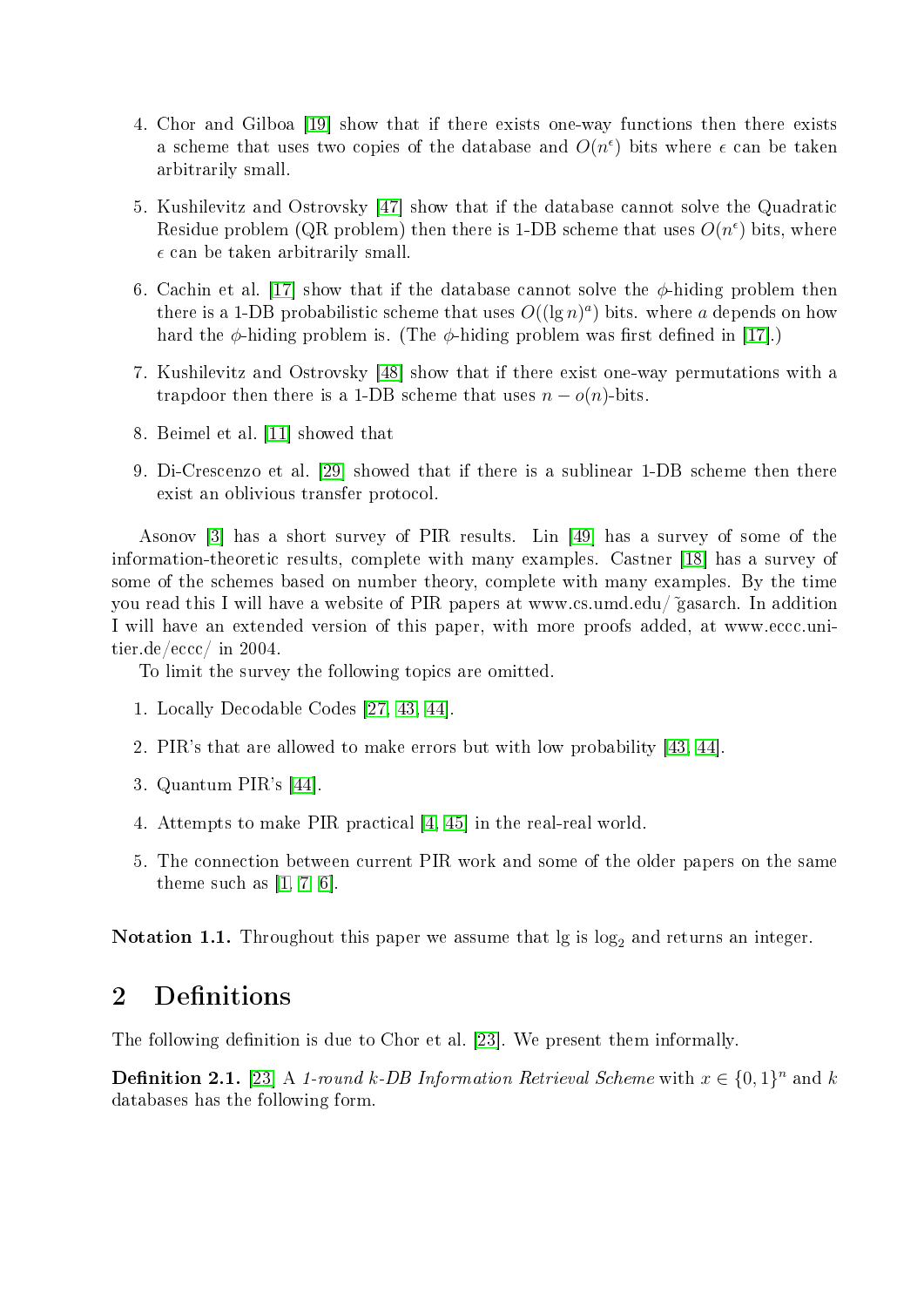4. Chor and Gilboa [19] show that if there exists one-way functions then there exists a scheme that uses two copies of the database and $O(n^{\epsilon})$ bits where $\epsilon$ can be taken arbitrarily small.

5. Kushilevitz and Ostrovsky [47] show that if the database cannot solve the Quadratic Residue problem (QR problem) then there is 1-DB scheme that uses $O(n^{\epsilon})$ bits, where $\epsilon$ can be taken arbitrarily small.

6. Cachin et al. [17] show that if the database cannot solve the $\phi$-hiding problem then there is a 1-DB probabilistic scheme that uses $O((\lg n)^a)$ bits. where $a$ depends on how hard the $\phi$-hiding problem is. (The $\phi$-hiding problem was first defined in [17].)

7. Kushilevitz and Ostrovsky [48] show that if there exist one-way permutations with a trapdoor then there is a 1-DB scheme that uses $n - o(n)$-bits.

8. Beimel et al. [11] showed that

9. Di-Crescenzo et al. [29] showed that if there is a sublinear 1-DB scheme then there exist an oblivious transfer protocol.

Asonov [3] has a short survey of PIR results. Lin [49] has a survey of some of the information-theoretic results, complete with many examples. Castner [18] has a survey of some of the schemes based on number theory, complete with many examples. By the time you read this I will have a website of PIR papers at www.cs.umd.edu/~gasarch. In addition I will have an extended version of this paper, with more proofs added, at www.eccc.uni-tier.de/eccc/ in 2004.

To limit the survey the following topics are omitted.

1. Locally Decodable Codes [27, 43, 44].

2. PIR's that are allowed to make errors but with low probability [43, 44].

3. Quantum PIR's [44].

4. Attempts to make PIR practical [4, 45] in the real-real world.

5. The connection between current PIR work and some of the older papers on the same theme such as [1, 7, 6].

**Notation 1.1.** Throughout this paper we assume that lg is $\log_2$ and returns an integer.

## 2 Definitions

The following definition is due to Chor et al. [23]. We present them informally.

**Definition 2.1.** [23] A *1-round k-DB Information Retrieval Scheme* with $x \in \{0,1\}^n$ and $k$ databases has the following form.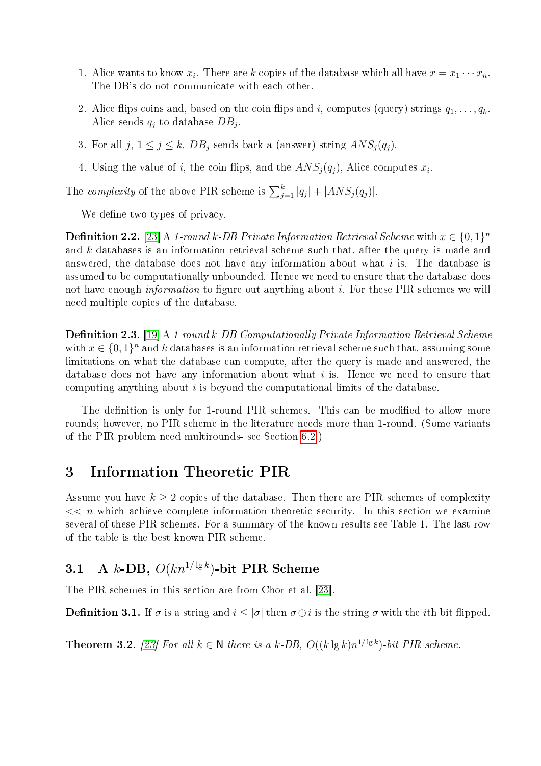1. Alice wants to know $x_i$. There are $k$ copies of the database which all have $x = x_1 \cdots x_n$. The DB's do not communicate with each other.

2. Alice flips coins and, based on the coin flips and $i$, computes (query) strings $q_1, \ldots, q_k$. Alice sends $q_j$ to database $DB_j$.

3. For all $j$, $1 \le j \le k$, $DB_j$ sends back a (answer) string $ANS_j(q_j)$.

4. Using the value of $i$, the coin flips, and the $ANS_j(q_j)$, Alice computes $x_i$.

The *complexity* of the above PIR scheme is $\sum_{j=1}^{k} |q_j| + |ANS_j(q_j)|$.

We define two types of privacy.

**Definition 2.2.** [23] A *1-round k-DB Private Information Retrieval Scheme* with $x \in \{0,1\}^n$ and $k$ databases is an information retrieval scheme such that, after the query is made and answered, the database does not have any information about what $i$ is. The database is assumed to be computationally unbounded. Hence we need to ensure that the database does not have enough *information* to figure out anything about $i$. For these PIR schemes we will need multiple copies of the database.

**Definition 2.3.** [19] A *1-round k-DB Computationally Private Information Retrieval Scheme* with $x \in \{0,1\}^n$ and $k$ databases is an information retrieval scheme such that, assuming some limitations on what the database can compute, after the query is made and answered, the database does not have any information about what $i$ is. Hence we need to ensure that computing anything about $i$ is beyond the computational limits of the database.

The definition is only for 1-round PIR schemes. This can be modified to allow more rounds; however, no PIR scheme in the literature needs more than 1-round. (Some variants of the PIR problem need multirounds- see Section 6.2.)

# 3 Information Theoretic PIR

Assume you have $k \ge 2$ copies of the database. Then there are PIR schemes of complexity $<< n$ which achieve complete information theoretic security. In this section we examine several of these PIR schemes. For a summary of the known results see Table 1. The last row of the table is the best known PIR scheme.

## 3.1 A $k$-DB, $O(kn^{1/\lg k})$-bit PIR Scheme

The PIR schemes in this section are from Chor et al. [23].

**Definition 3.1.** If $\sigma$ is a string and $i \le |\sigma|$ then $\sigma \oplus i$ is the string $\sigma$ with the $i$th bit flipped.

**Theorem 3.2.** *[23] For all $k \in \mathsf{N}$ there is a k-DB, $O((k \lg k)n^{1/\lg k})$-bit PIR scheme.*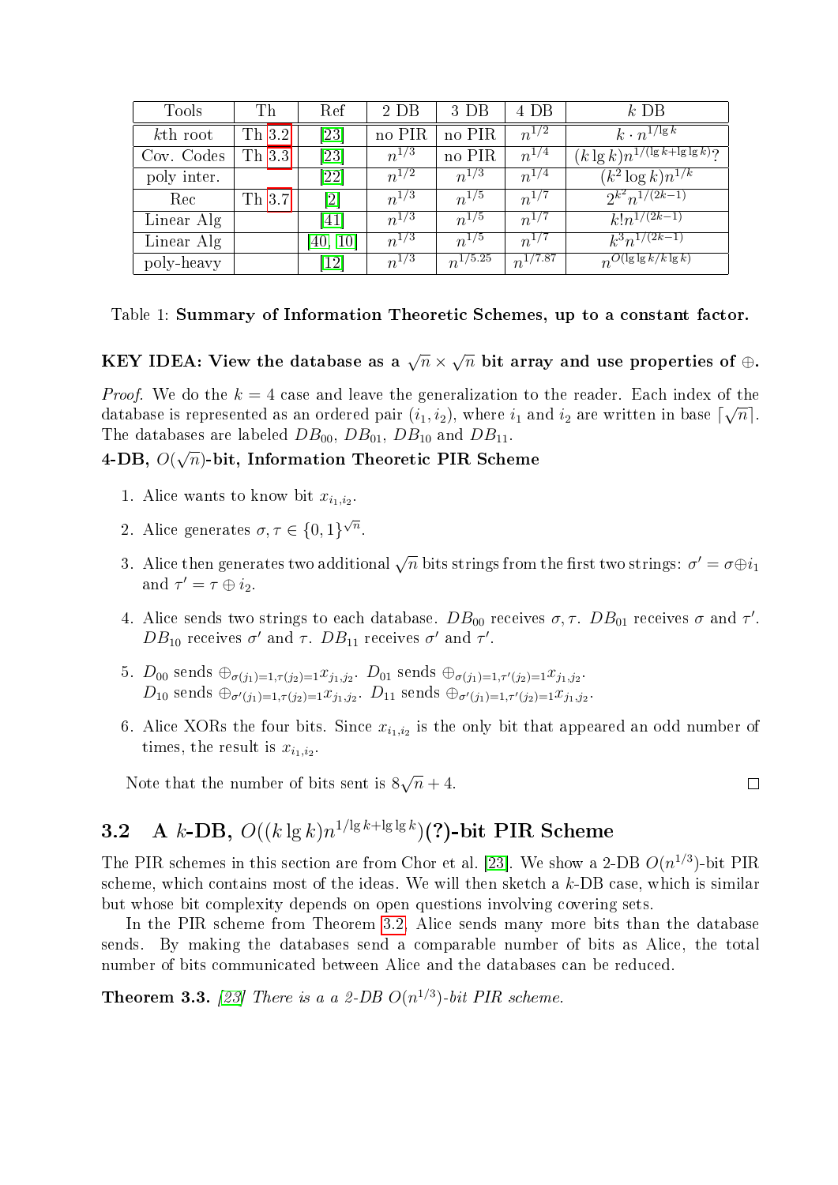| Tools | Th | Ref | 2 DB | 3 DB | 4 DB | $k$ DB |
|---|---|---|---|---|---|---|
| $k$th root | Th 3.2 | [23] | no PIR | no PIR | $n^{1/2}$ | $k \cdot n^{1/\lg k}$ |
| Cov. Codes | Th 3.3 | [23] | $n^{1/3}$ | no PIR | $n^{1/4}$ | $(k \lg k)n^{1/(\lg k + \lg\lg k)}$? |
| poly inter. | | [22] | $n^{1/2}$ | $n^{1/3}$ | $n^{1/4}$ | $(k^2 \log k)n^{1/k}$ |
| Rec | Th 3.7 | [2] | $n^{1/3}$ | $n^{1/5}$ | $n^{1/7}$ | $2^{k^2} n^{1/(2k-1)}$ |
| Linear Alg | | [41] | $n^{1/3}$ | $n^{1/5}$ | $n^{1/7}$ | $k! n^{1/(2k-1)}$ |
| Linear Alg | | [40, 10] | $n^{1/3}$ | $n^{1/5}$ | $n^{1/7}$ | $k^3 n^{1/(2k-1)}$ |
| poly-heavy | | [12] | $n^{1/3}$ | $n^{1/5.25}$ | $n^{1/7.87}$ | $n^{O(\lg\lg k/k \lg k)}$ |

Table 1: **Summary of Information Theoretic Schemes, up to a constant factor.**

**KEY IDEA: View the database as a $\sqrt{n} \times \sqrt{n}$ bit array and use properties of $\oplus$.**

*Proof.* We do the $k = 4$ case and leave the generalization to the reader. Each index of the database is represented as an ordered pair $(i_1, i_2)$, where $i_1$ and $i_2$ are written in base $\lceil \sqrt{n} \rceil$. The databases are labeled $DB_{00}$, $DB_{01}$, $DB_{10}$ and $DB_{11}$.

**4-DB, $O(\sqrt{n})$-bit, Information Theoretic PIR Scheme**

1. Alice wants to know bit $x_{i_1,i_2}$.
2. Alice generates $\sigma, \tau \in \{0,1\}^{\sqrt{n}}$.
3. Alice then generates two additional $\sqrt{n}$ bits strings from the first two strings: $\sigma' = \sigma \oplus i_1$ and $\tau' = \tau \oplus i_2$.
4. Alice sends two strings to each database. $DB_{00}$ receives $\sigma, \tau$. $DB_{01}$ receives $\sigma$ and $\tau'$. $DB_{10}$ receives $\sigma'$ and $\tau$. $DB_{11}$ receives $\sigma'$ and $\tau'$.
5. $D_{00}$ sends $\oplus_{\sigma(j_1)=1,\tau(j_2)=1} x_{j_1,j_2}$. $D_{01}$ sends $\oplus_{\sigma(j_1)=1,\tau'(j_2)=1} x_{j_1,j_2}$. $D_{10}$ sends $\oplus_{\sigma'(j_1)=1,\tau(j_2)=1} x_{j_1,j_2}$. $D_{11}$ sends $\oplus_{\sigma'(j_1)=1,\tau'(j_2)=1} x_{j_1,j_2}$.
6. Alice XORs the four bits. Since $x_{i_1,i_2}$ is the only bit that appeared an odd number of times, the result is $x_{i_1,i_2}$.

Note that the number of bits sent is $8\sqrt{n} + 4$. □

## 3.2 A $k$-DB, $O((k \lg k)n^{1/\lg k + \lg\lg k})$(?)-bit PIR Scheme

The PIR schemes in this section are from Chor et al. [23]. We show a 2-DB $O(n^{1/3})$-bit PIR scheme, which contains most of the ideas. We will then sketch a $k$-DB case, which is similar but whose bit complexity depends on open questions involving covering sets.

In the PIR scheme from Theorem 3.2, Alice sends many more bits than the database sends. By making the databases send a comparable number of bits as Alice, the total number of bits communicated between Alice and the databases can be reduced.

**Theorem 3.3.** *[23] There is a a 2-DB $O(n^{1/3})$-bit PIR scheme.*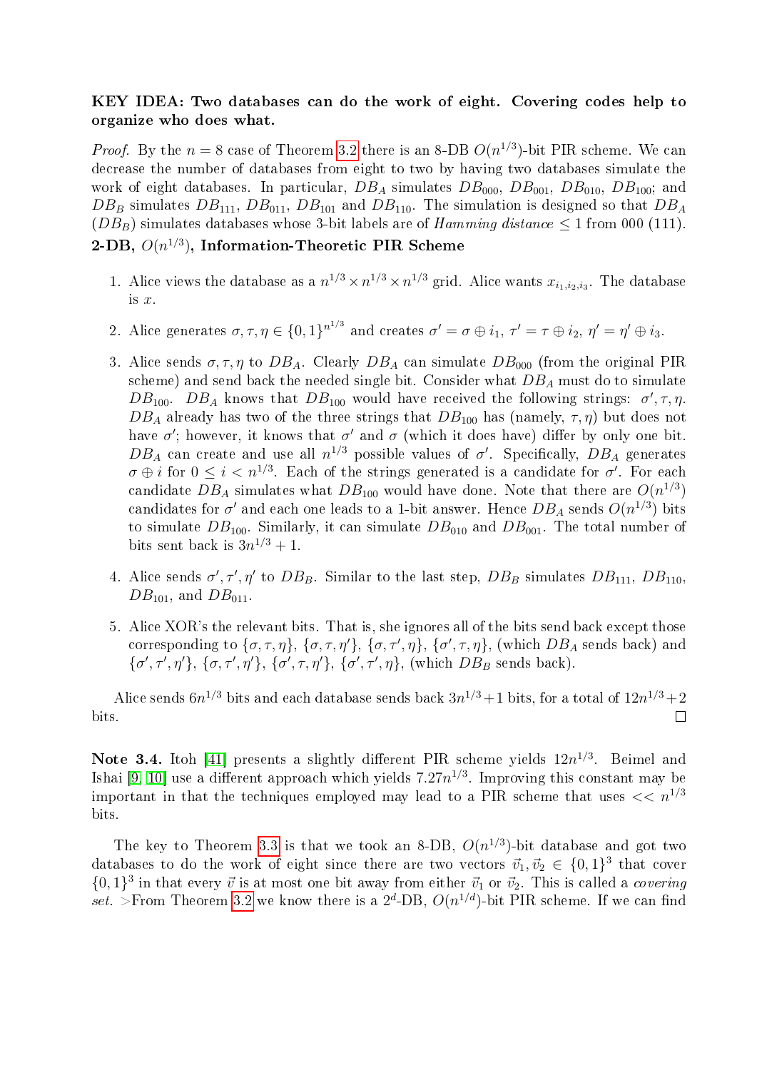**KEY IDEA: Two databases can do the work of eight. Covering codes help to organize who does what.**

*Proof.* By the $n = 8$ case of Theorem 3.2 there is an 8-DB $O(n^{1/3})$-bit PIR scheme. We can decrease the number of databases from eight to two by having two databases simulate the work of eight databases. In particular, $DB_A$ simulates $DB_{000}$, $DB_{001}$, $DB_{010}$, $DB_{100}$; and $DB_B$ simulates $DB_{111}$, $DB_{011}$, $DB_{101}$ and $DB_{110}$. The simulation is designed so that $DB_A$ ($DB_B$) simulates databases whose 3-bit labels are of *Hamming distance* $\leq 1$ from 000 (111).

**2-DB, $O(n^{1/3})$, Information-Theoretic PIR Scheme**

1. Alice views the database as a $n^{1/3} \times n^{1/3} \times n^{1/3}$ grid. Alice wants $x_{i_1,i_2,i_3}$. The database is $x$.

2. Alice generates $\sigma, \tau, \eta \in \{0,1\}^{n^{1/3}}$ and creates $\sigma' = \sigma \oplus i_1$, $\tau' = \tau \oplus i_2$, $\eta' = \eta' \oplus i_3$.

3. Alice sends $\sigma, \tau, \eta$ to $DB_A$. Clearly $DB_A$ can simulate $DB_{000}$ (from the original PIR scheme) and send back the needed single bit. Consider what $DB_A$ must do to simulate $DB_{100}$. $DB_A$ knows that $DB_{100}$ would have received the following strings: $\sigma', \tau, \eta$. $DB_A$ already has two of the three strings that $DB_{100}$ has (namely, $\tau, \eta$) but does not have $\sigma'$; however, it knows that $\sigma'$ and $\sigma$ (which it does have) differ by only one bit. $DB_A$ can create and use all $n^{1/3}$ possible values of $\sigma'$. Specifically, $DB_A$ generates $\sigma \oplus i$ for $0 \leq i < n^{1/3}$. Each of the strings generated is a candidate for $\sigma'$. For each candidate $DB_A$ simulates what $DB_{100}$ would have done. Note that there are $O(n^{1/3})$ candidates for $\sigma'$ and each one leads to a 1-bit answer. Hence $DB_A$ sends $O(n^{1/3})$ bits to simulate $DB_{100}$. Similarly, it can simulate $DB_{010}$ and $DB_{001}$. The total number of bits sent back is $3n^{1/3} + 1$.

4. Alice sends $\sigma', \tau', \eta'$ to $DB_B$. Similar to the last step, $DB_B$ simulates $DB_{111}$, $DB_{110}$, $DB_{101}$, and $DB_{011}$.

5. Alice XOR's the relevant bits. That is, she ignores all of the bits send back except those corresponding to $\{\sigma, \tau, \eta\}$, $\{\sigma, \tau, \eta'\}$, $\{\sigma, \tau', \eta\}$, $\{\sigma', \tau, \eta\}$, (which $DB_A$ sends back) and $\{\sigma', \tau', \eta'\}$, $\{\sigma, \tau', \eta'\}$, $\{\sigma', \tau, \eta'\}$, $\{\sigma', \tau', \eta\}$, (which $DB_B$ sends back).

Alice sends $6n^{1/3}$ bits and each database sends back $3n^{1/3}+1$ bits, for a total of $12n^{1/3}+2$ bits. □

**Note 3.4.** Itoh [41] presents a slightly different PIR scheme yields $12n^{1/3}$. Beimel and Ishai [9, 10] use a different approach which yields $7.27n^{1/3}$. Improving this constant may be important in that the techniques employed may lead to a PIR scheme that uses $<< n^{1/3}$ bits.

The key to Theorem 3.3 is that we took an 8-DB, $O(n^{1/3})$-bit database and got two databases to do the work of eight since there are two vectors $\vec{v}_1, \vec{v}_2 \in \{0,1\}^3$ that cover $\{0,1\}^3$ in that every $\vec{v}$ is at most one bit away from either $\vec{v}_1$ or $\vec{v}_2$. This is called a *covering set*. >From Theorem 3.2 we know there is a $2^d$-DB, $O(n^{1/d})$-bit PIR scheme. If we can find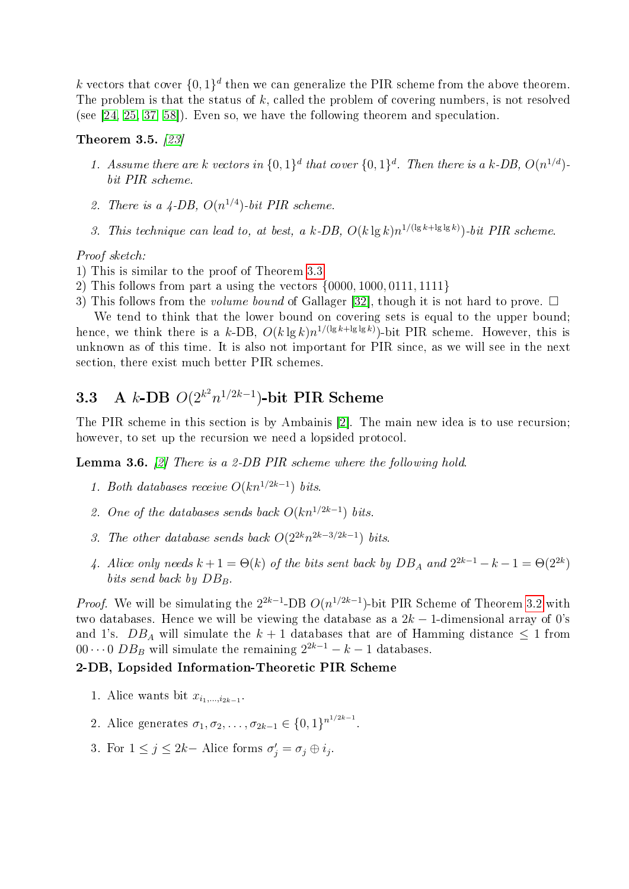$k$ vectors that cover $\{0,1\}^d$ then we can generalize the PIR scheme from the above theorem. The problem is that the status of $k$, called the problem of covering numbers, is not resolved (see [24, 25, 37, 58]). Even so, we have the following theorem and speculation.

**Theorem 3.5.** *[23]*

1. *Assume there are $k$ vectors in $\{0,1\}^d$ that cover $\{0,1\}^d$. Then there is a $k$-DB, $O(n^{1/d})$-bit PIR scheme.*
2. *There is a 4-DB, $O(n^{1/4})$-bit PIR scheme.*
3. *This technique can lead to, at best, a $k$-DB, $O(k \lg k) n^{1/(\lg k + \lg\lg k)}$-bit PIR scheme.*

*Proof sketch:*
1) This is similar to the proof of Theorem 3.3
2) This follows from part a using the vectors $\{0000, 1000, 0111, 1111\}$
3) This follows from the *volume bound* of Gallager [32], though it is not hard to prove. □

We tend to think that the lower bound on covering sets is equal to the upper bound; hence, we think there is a $k$-DB, $O(k \lg k) n^{1/(\lg k + \lg\lg k)}$-bit PIR scheme. However, this is unknown as of this time. It is also not important for PIR since, as we will see in the next section, there exist much better PIR schemes.

## 3.3 A $k$-DB $O(2^{k^2} n^{1/2k-1})$-bit PIR Scheme

The PIR scheme in this section is by Ambainis [2]. The main new idea is to use recursion; however, to set up the recursion we need a lopsided protocol.

**Lemma 3.6.** *[2] There is a 2-DB PIR scheme where the following hold.*

1. *Both databases receive $O(kn^{1/2k-1})$ bits.*
2. *One of the databases sends back $O(kn^{1/2k-1})$ bits.*
3. *The other database sends back $O(2^{2k} n^{2k-3/2k-1})$ bits.*
4. *Alice only needs $k+1 = \Theta(k)$ of the bits sent back by $DB_A$ and $2^{2k-1} - k - 1 = \Theta(2^{2k})$ bits send back by $DB_B$.*

*Proof.* We will be simulating the $2^{2k-1}$-DB $O(n^{1/2k-1})$-bit PIR Scheme of Theorem 3.2 with two databases. Hence we will be viewing the database as a $2k-1$-dimensional array of 0's and 1's. $DB_A$ will simulate the $k+1$ databases that are of Hamming distance $\leq 1$ from $00\cdots0$ $DB_B$ will simulate the remaining $2^{2k-1} - k - 1$ databases.

**2-DB, Lopsided Information-Theoretic PIR Scheme**

1. Alice wants bit $x_{i_1,\ldots,i_{2k-1}}$.
2. Alice generates $\sigma_1, \sigma_2, \ldots, \sigma_{2k-1} \in \{0,1\}^{n^{1/2k-1}}$.
3. For $1 \leq j \leq 2k-$ Alice forms $\sigma'_j = \sigma_j \oplus i_j$.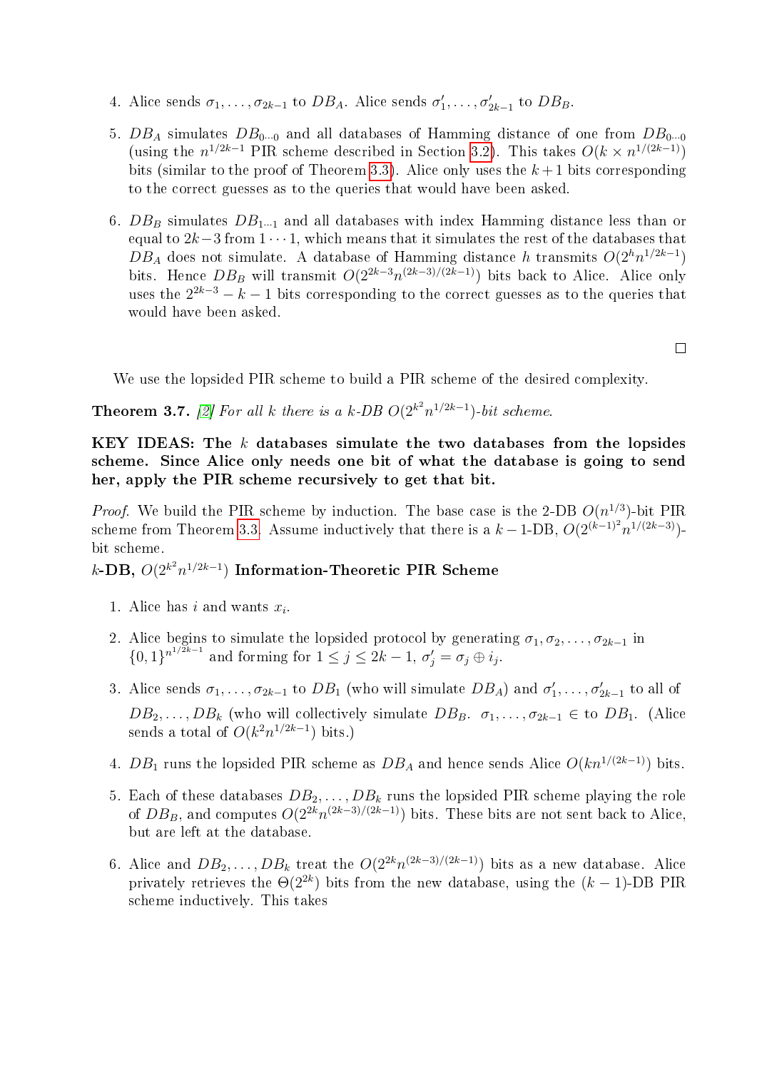4. Alice sends $\sigma_1, \ldots, \sigma_{2k-1}$ to $DB_A$. Alice sends $\sigma'_1, \ldots, \sigma'_{2k-1}$ to $DB_B$.

5. $DB_A$ simulates $DB_{0\cdots0}$ and all databases of Hamming distance of one from $DB_{0\cdots0}$ (using the $n^{1/2k-1}$ PIR scheme described in Section 3.2). This takes $O(k \times n^{1/(2k-1)})$ bits (similar to the proof of Theorem 3.3). Alice only uses the $k+1$ bits corresponding to the correct guesses as to the queries that would have been asked.

6. $DB_B$ simulates $DB_{1\cdots1}$ and all databases with index Hamming distance less than or equal to $2k-3$ from $1\cdots1$, which means that it simulates the rest of the databases that $DB_A$ does not simulate. A database of Hamming distance $h$ transmits $O(2^h n^{1/2k-1})$ bits. Hence $DB_B$ will transmit $O(2^{2k-3} n^{(2k-3)/(2k-1)})$ bits back to Alice. Alice only uses the $2^{2k-3} - k - 1$ bits corresponding to the correct guesses as to the queries that would have been asked.

□

We use the lopsided PIR scheme to build a PIR scheme of the desired complexity.

**Theorem 3.7.** [2] *For all $k$ there is a $k$-DB $O(2^{k^2} n^{1/2k-1})$-bit scheme.*

**KEY IDEAS: The $k$ databases simulate the two databases from the lopsides scheme. Since Alice only needs one bit of what the database is going to send her, apply the PIR scheme recursively to get that bit.**

*Proof.* We build the PIR scheme by induction. The base case is the 2-DB $O(n^{1/3})$-bit PIR scheme from Theorem 3.3. Assume inductively that there is a $k-1$-DB, $O(2^{(k-1)^2} n^{1/(2k-3)})$-bit scheme.

**$k$-DB, $O(2^{k^2} n^{1/2k-1})$ Information-Theoretic PIR Scheme**

1. Alice has $i$ and wants $x_i$.

2. Alice begins to simulate the lopsided protocol by generating $\sigma_1, \sigma_2, \ldots, \sigma_{2k-1}$ in $\{0,1\}^{n^{1/2k-1}}$ and forming for $1 \le j \le 2k-1$, $\sigma'_j = \sigma_j \oplus i_j$.

3. Alice sends $\sigma_1, \ldots, \sigma_{2k-1}$ to $DB_1$ (who will simulate $DB_A$) and $\sigma'_1, \ldots, \sigma'_{2k-1}$ to all of $DB_2, \ldots, DB_k$ (who will collectively simulate $DB_B$. $\sigma_1, \ldots, \sigma_{2k-1} \in$ to $DB_1$. (Alice sends a total of $O(k^2 n^{1/2k-1})$ bits.)

4. $DB_1$ runs the lopsided PIR scheme as $DB_A$ and hence sends Alice $O(kn^{1/(2k-1)})$ bits.

5. Each of these databases $DB_2, \ldots, DB_k$ runs the lopsided PIR scheme playing the role of $DB_B$, and computes $O(2^{2k} n^{(2k-3)/(2k-1)})$ bits. These bits are not sent back to Alice, but are left at the database.

6. Alice and $DB_2, \ldots, DB_k$ treat the $O(2^{2k} n^{(2k-3)/(2k-1)})$ bits as a new database. Alice privately retrieves the $\Theta(2^{2k})$ bits from the new database, using the $(k-1)$-DB PIR scheme inductively. This takes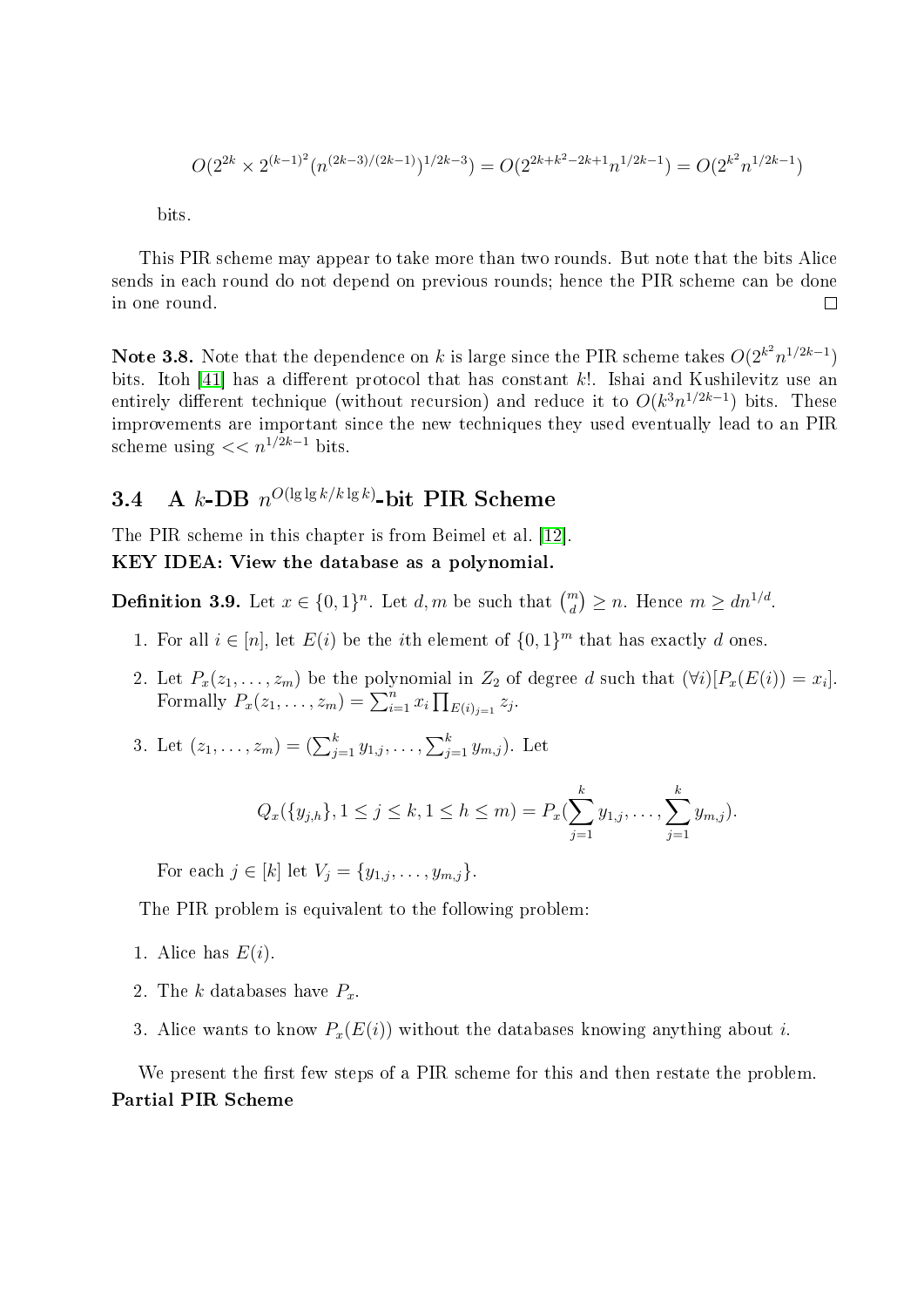$$O(2^{2k} \times 2^{(k-1)^2}(n^{(2k-3)/(2k-1)})^{1/2k-3}) = O(2^{2k+k^2-2k+1}n^{1/2k-1}) = O(2^{k^2}n^{1/2k-1})$$

bits.

This PIR scheme may appear to take more than two rounds. But note that the bits Alice sends in each round do not depend on previous rounds; hence the PIR scheme can be done in one round. ☐

**Note 3.8.** Note that the dependence on $k$ is large since the PIR scheme takes $O(2^{k^2}n^{1/2k-1})$ bits. Itoh [41] has a different protocol that has constant $k!$. Ishai and Kushilevitz use an entirely different technique (without recursion) and reduce it to $O(k^3 n^{1/2k-1})$ bits. These improvements are important since the new techniques they used eventually lead to an PIR scheme using $<< n^{1/2k-1}$ bits.

## 3.4 A $k$-DB $n^{O(\lg\lg k/k\lg k)}$-bit PIR Scheme

The PIR scheme in this chapter is from Beimel et al. [12].

**KEY IDEA: View the database as a polynomial.**

**Definition 3.9.** Let $x \in \{0,1\}^n$. Let $d, m$ be such that $\binom{m}{d} \geq n$. Hence $m \geq dn^{1/d}$.

1. For all $i \in [n]$, let $E(i)$ be the $i$th element of $\{0,1\}^m$ that has exactly $d$ ones.
2. Let $P_x(z_1, \ldots, z_m)$ be the polynomial in $Z_2$ of degree $d$ such that $(\forall i)[P_x(E(i)) = x_i]$. Formally $P_x(z_1, \ldots, z_m) = \sum_{i=1}^{n} x_i \prod_{E(i)_j=1} z_j$.
3. Let $(z_1, \ldots, z_m) = (\sum_{j=1}^{k} y_{1,j}, \ldots, \sum_{j=1}^{k} y_{m,j})$. Let

$$Q_x(\{y_{j,h}\}, 1 \leq j \leq k, 1 \leq h \leq m) = P_x(\sum_{j=1}^{k} y_{1,j}, \ldots, \sum_{j=1}^{k} y_{m,j}).$$

   For each $j \in [k]$ let $V_j = \{y_{1,j}, \ldots, y_{m,j}\}$.

The PIR problem is equivalent to the following problem:

1. Alice has $E(i)$.
2. The $k$ databases have $P_x$.
3. Alice wants to know $P_x(E(i))$ without the databases knowing anything about $i$.

We present the first few steps of a PIR scheme for this and then restate the problem.

**Partial PIR Scheme**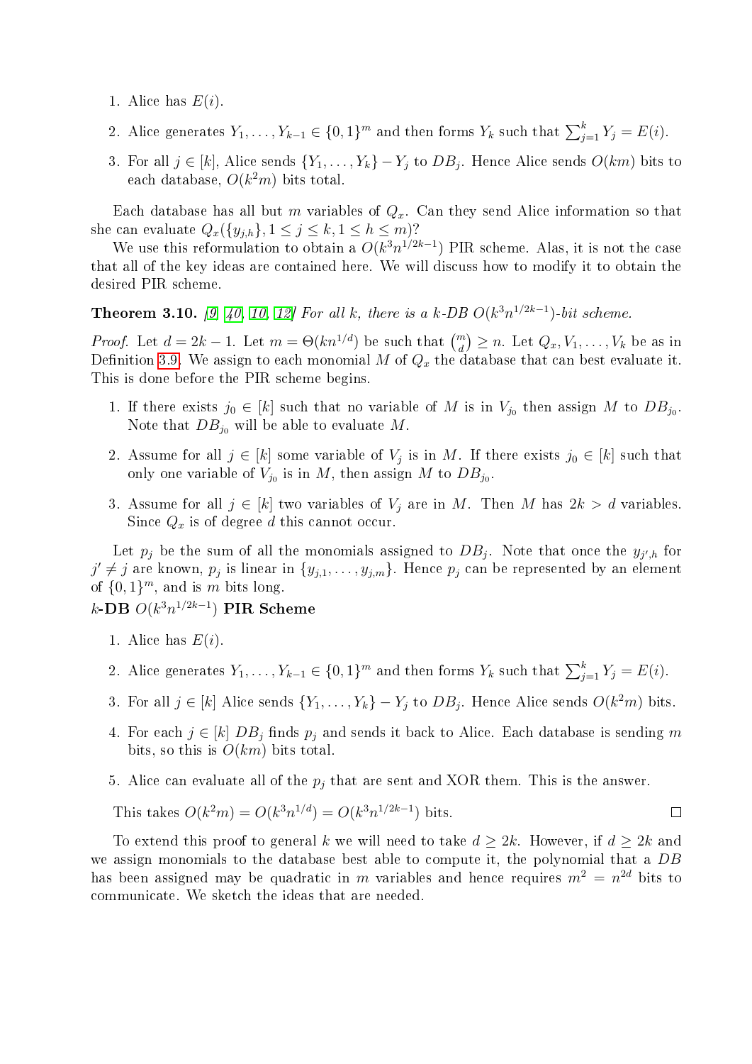1. Alice has $E(i)$.
2. Alice generates $Y_1, \ldots, Y_{k-1} \in \{0,1\}^m$ and then forms $Y_k$ such that $\sum_{j=1}^{k} Y_j = E(i)$.
3. For all $j \in [k]$, Alice sends $\{Y_1, \ldots, Y_k\} - Y_j$ to $DB_j$. Hence Alice sends $O(km)$ bits to each database, $O(k^2 m)$ bits total.

Each database has all but $m$ variables of $Q_x$. Can they send Alice information so that she can evaluate $Q_x(\{y_{j,h}\}, 1 \le j \le k, 1 \le h \le m)$?

We use this reformulation to obtain a $O(k^3 n^{1/2k-1})$ PIR scheme. Alas, it is not the case that all of the key ideas are contained here. We will discuss how to modify it to obtain the desired PIR scheme.

**Theorem 3.10.** *[9, 40, 10, 12] For all $k$, there is a $k$-DB $O(k^3 n^{1/2k-1})$-bit scheme.*

*Proof.* Let $d = 2k - 1$. Let $m = \Theta(kn^{1/d})$ be such that $\binom{m}{d} \ge n$. Let $Q_x, V_1, \ldots, V_k$ be as in Definition 3.9. We assign to each monomial $M$ of $Q_x$ the database that can best evaluate it. This is done before the PIR scheme begins.

1. If there exists $j_0 \in [k]$ such that no variable of $M$ is in $V_{j_0}$ then assign $M$ to $DB_{j_0}$. Note that $DB_{j_0}$ will be able to evaluate $M$.
2. Assume for all $j \in [k]$ some variable of $V_j$ is in $M$. If there exists $j_0 \in [k]$ such that only one variable of $V_{j_0}$ is in $M$, then assign $M$ to $DB_{j_0}$.
3. Assume for all $j \in [k]$ two variables of $V_j$ are in $M$. Then $M$ has $2k > d$ variables. Since $Q_x$ is of degree $d$ this cannot occur.

Let $p_j$ be the sum of all the monomials assigned to $DB_j$. Note that once the $y_{j',h}$ for $j' \ne j$ are known, $p_j$ is linear in $\{y_{j,1}, \ldots, y_{j,m}\}$. Hence $p_j$ can be represented by an element of $\{0,1\}^m$, and is $m$ bits long.

**$k$-DB $O(k^3 n^{1/2k-1})$ PIR Scheme**

1. Alice has $E(i)$.
2. Alice generates $Y_1, \ldots, Y_{k-1} \in \{0,1\}^m$ and then forms $Y_k$ such that $\sum_{j=1}^{k} Y_j = E(i)$.
3. For all $j \in [k]$ Alice sends $\{Y_1, \ldots, Y_k\} - Y_j$ to $DB_j$. Hence Alice sends $O(k^2 m)$ bits.
4. For each $j \in [k]$ $DB_j$ finds $p_j$ and sends it back to Alice. Each database is sending $m$ bits, so this is $O(km)$ bits total.
5. Alice can evaluate all of the $p_j$ that are sent and XOR them. This is the answer.

This takes $O(k^2 m) = O(k^3 n^{1/d}) = O(k^3 n^{1/2k-1})$ bits. ∎

To extend this proof to general $k$ we will need to take $d \ge 2k$. However, if $d \ge 2k$ and we assign monomials to the database best able to compute it, the polynomial that a $DB$ has been assigned may be quadratic in $m$ variables and hence requires $m^2 = n^{2d}$ bits to communicate. We sketch the ideas that are needed.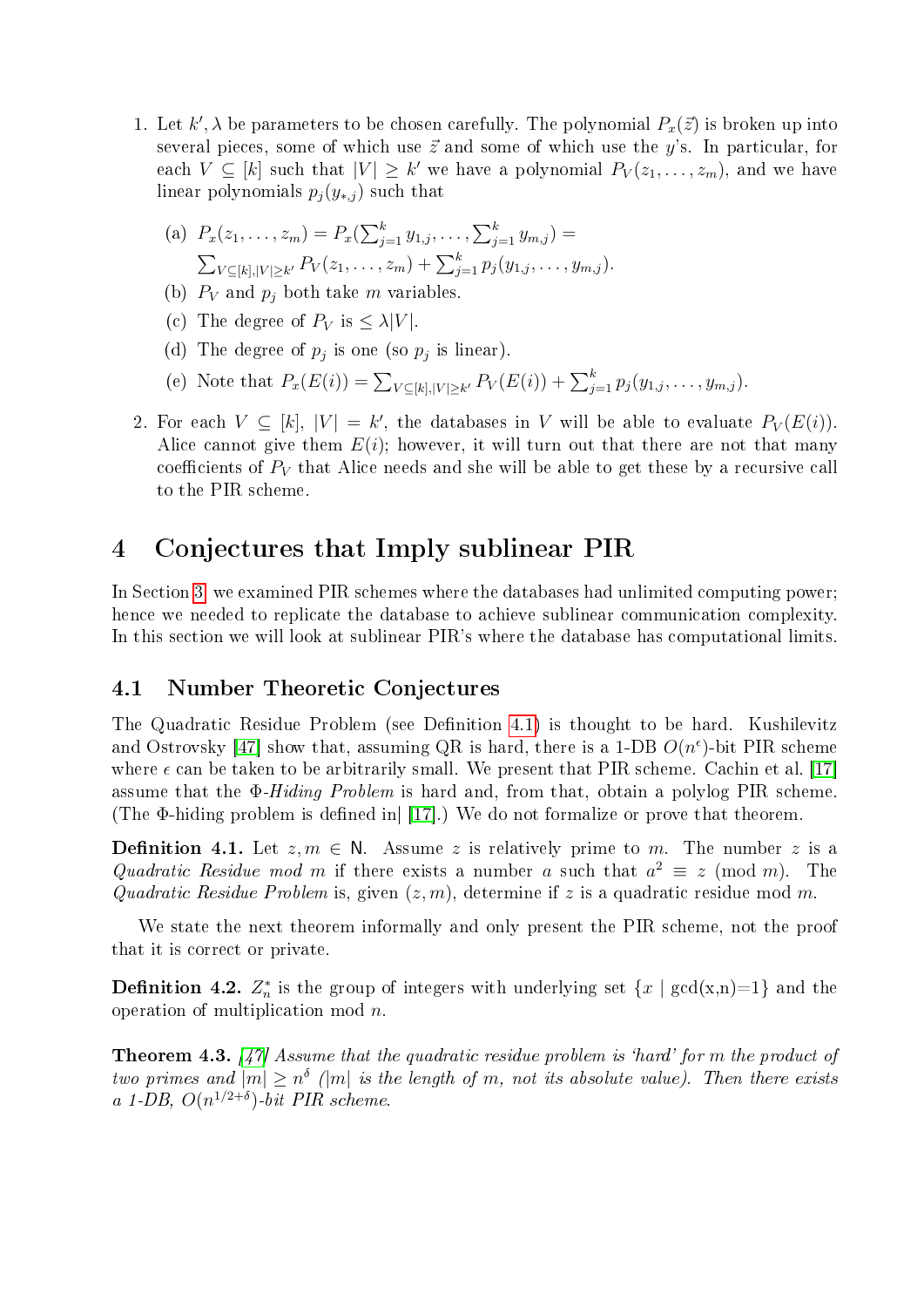1. Let $k', \lambda$ be parameters to be chosen carefully. The polynomial $P_x(\vec{z})$ is broken up into several pieces, some of which use $\vec{z}$ and some of which use the $y$'s. In particular, for each $V \subseteq [k]$ such that $|V| \geq k'$ we have a polynomial $P_V(z_1, \ldots, z_m)$, and we have linear polynomials $p_j(y_{*,j})$ such that

   (a) $P_x(z_1, \ldots, z_m) = P_x(\sum_{j=1}^{k} y_{1,j}, \ldots, \sum_{j=1}^{k} y_{m,j}) =$ $\sum_{V \subseteq [k], |V| \geq k'} P_V(z_1, \ldots, z_m) + \sum_{j=1}^{k} p_j(y_{1,j}, \ldots, y_{m,j})$.

   (b) $P_V$ and $p_j$ both take $m$ variables.

   (c) The degree of $P_V$ is $\leq \lambda |V|$.

   (d) The degree of $p_j$ is one (so $p_j$ is linear).

   (e) Note that $P_x(E(i)) = \sum_{V \subseteq [k], |V| \geq k'} P_V(E(i)) + \sum_{j=1}^{k} p_j(y_{1,j}, \ldots, y_{m,j})$.

2. For each $V \subseteq [k]$, $|V| = k'$, the databases in $V$ will be able to evaluate $P_V(E(i))$. Alice cannot give them $E(i)$; however, it will turn out that there are not that many coefficients of $P_V$ that Alice needs and she will be able to get these by a recursive call to the PIR scheme.

# 4 Conjectures that Imply sublinear PIR

In Section 3, we examined PIR schemes where the databases had unlimited computing power; hence we needed to replicate the database to achieve sublinear communication complexity. In this section we will look at sublinear PIR's where the database has computational limits.

## 4.1 Number Theoretic Conjectures

The Quadratic Residue Problem (see Definition 4.1) is thought to be hard. Kushilevitz and Ostrovsky [47] show that, assuming QR is hard, there is a 1-DB $O(n^{\epsilon})$-bit PIR scheme where $\epsilon$ can be taken to be arbitrarily small. We present that PIR scheme. Cachin et al. [17] assume that the $\Phi$-*Hiding Problem* is hard and, from that, obtain a polylog PIR scheme. (The $\Phi$-hiding problem is defined in| [17].) We do not formalize or prove that theorem.

**Definition 4.1.** Let $z, m \in \mathsf{N}$. Assume $z$ is relatively prime to $m$. The number $z$ is a *Quadratic Residue mod m* if there exists a number $a$ such that $a^2 \equiv z \pmod{m}$. The *Quadratic Residue Problem* is, given $(z, m)$, determine if $z$ is a quadratic residue mod $m$.

We state the next theorem informally and only present the PIR scheme, not the proof that it is correct or private.

**Definition 4.2.** $Z_n^*$ is the group of integers with underlying set $\{x \mid \gcd(x,n)=1\}$ and the operation of multiplication mod $n$.

**Theorem 4.3.** *[47] Assume that the quadratic residue problem is 'hard' for $m$ the product of two primes and $|m| \geq n^{\delta}$ ($|m|$ is the length of $m$, not its absolute value). Then there exists a 1-DB, $O(n^{1/2+\delta})$-bit PIR scheme.*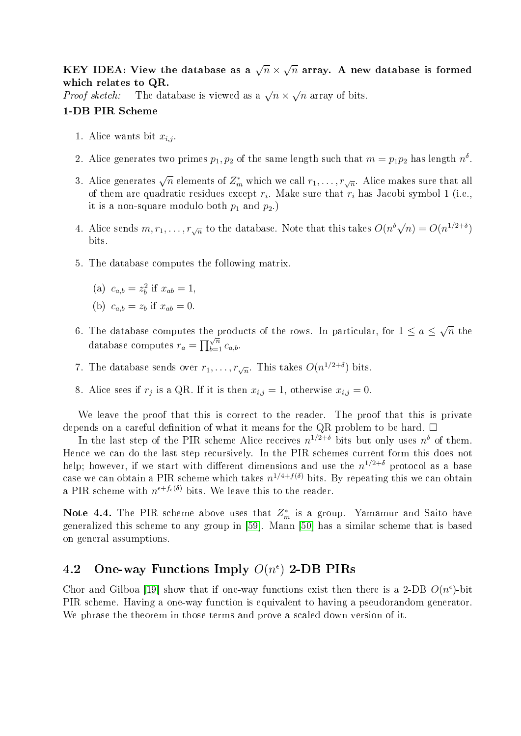**KEY IDEA: View the database as a $\sqrt{n} \times \sqrt{n}$ array. A new database is formed which relates to QR.**

*Proof sketch:* The database is viewed as a $\sqrt{n} \times \sqrt{n}$ array of bits.

**1-DB PIR Scheme**

1. Alice wants bit $x_{i,j}$.
2. Alice generates two primes $p_1, p_2$ of the same length such that $m = p_1 p_2$ has length $n^\delta$.
3. Alice generates $\sqrt{n}$ elements of $Z_m^*$ which we call $r_1, \ldots, r_{\sqrt{n}}$. Alice makes sure that all of them are quadratic residues except $r_i$. Make sure that $r_i$ has Jacobi symbol 1 (i.e., it is a non-square modulo both $p_1$ and $p_2$.)
4. Alice sends $m, r_1, \ldots, r_{\sqrt{n}}$ to the database. Note that this takes $O(n^\delta \sqrt{n}) = O(n^{1/2+\delta})$ bits.
5. The database computes the following matrix.
   (a) $c_{a,b} = z_b^2$ if $x_{ab} = 1$,
   (b) $c_{a,b} = z_b$ if $x_{ab} = 0$.
6. The database computes the products of the rows. In particular, for $1 \le a \le \sqrt{n}$ the database computes $r_a = \prod_{b=1}^{\sqrt{n}} c_{a,b}$.
7. The database sends over $r_1, \ldots, r_{\sqrt{n}}$. This takes $O(n^{1/2+\delta})$ bits.
8. Alice sees if $r_j$ is a QR. If it is then $x_{i,j} = 1$, otherwise $x_{i,j} = 0$.

We leave the proof that this is correct to the reader. The proof that this is private depends on a careful definition of what it means for the QR problem to be hard. □

In the last step of the PIR scheme Alice receives $n^{1/2+\delta}$ bits but only uses $n^\delta$ of them. Hence we can do the last step recursively. In the PIR schemes current form this does not help; however, if we start with different dimensions and use the $n^{1/2+\delta}$ protocol as a base case we can obtain a PIR scheme which takes $n^{1/4+f(\delta)}$ bits. By repeating this we can obtain a PIR scheme with $n^{\epsilon+f_\epsilon(\delta)}$ bits. We leave this to the reader.

**Note 4.4.** The PIR scheme above uses that $Z_m^*$ is a group. Yamamur and Saito have generalized this scheme to any group in [59]. Mann [50] has a similar scheme that is based on general assumptions.

## 4.2 One-way Functions Imply $O(n^\epsilon)$ 2-DB PIRs

Chor and Gilboa [19] show that if one-way functions exist then there is a 2-DB $O(n^\epsilon)$-bit PIR scheme. Having a one-way function is equivalent to having a pseudorandom generator. We phrase the theorem in those terms and prove a scaled down version of it.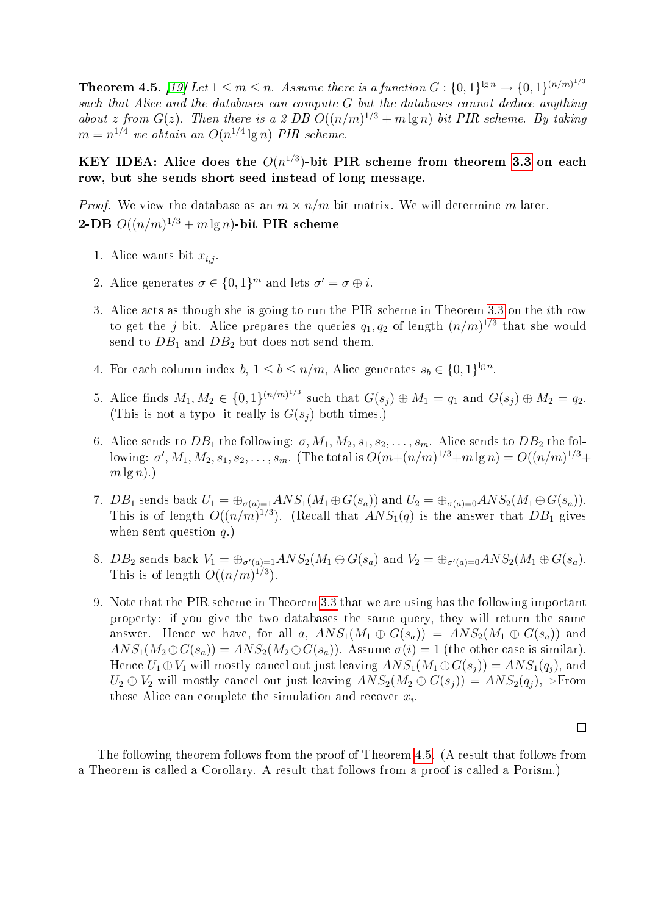**Theorem 4.5.** *[19] Let $1 \le m \le n$. Assume there is a function $G : \{0,1\}^{\lg n} \rightarrow \{0,1\}^{(n/m)^{1/3}}$ such that Alice and the databases can compute $G$ but the databases cannot deduce anything about $z$ from $G(z)$. Then there is a 2-DB $O((n/m)^{1/3} + m \lg n)$-bit PIR scheme. By taking $m = n^{1/4}$ we obtain an $O(n^{1/4} \lg n)$ PIR scheme.*

**KEY IDEA: Alice does the $O(n^{1/3})$-bit PIR scheme from theorem 3.3 on each row, but she sends short seed instead of long message.**

*Proof.* We view the database as an $m \times n/m$ bit matrix. We will determine $m$ later.

**2-DB $O((n/m)^{1/3} + m \lg n)$-bit PIR scheme**

1. Alice wants bit $x_{i,j}$.
2. Alice generates $\sigma \in \{0,1\}^m$ and lets $\sigma' = \sigma \oplus i$.
3. Alice acts as though she is going to run the PIR scheme in Theorem 3.3 on the $i$th row to get the $j$ bit. Alice prepares the queries $q_1, q_2$ of length $(n/m)^{1/3}$ that she would send to $DB_1$ and $DB_2$ but does not send them.
4. For each column index $b$, $1 \le b \le n/m$, Alice generates $s_b \in \{0,1\}^{\lg n}$.
5. Alice finds $M_1, M_2 \in \{0,1\}^{(n/m)^{1/3}}$ such that $G(s_j) \oplus M_1 = q_1$ and $G(s_j) \oplus M_2 = q_2$. (This is not a typo- it really is $G(s_j)$ both times.)
6. Alice sends to $DB_1$ the following: $\sigma, M_1, M_2, s_1, s_2, \ldots, s_m$. Alice sends to $DB_2$ the following: $\sigma', M_1, M_2, s_1, s_2, \ldots, s_m$. (The total is $O(m + (n/m)^{1/3} + m \lg n) = O((n/m)^{1/3} + m \lg n)$.)
7. $DB_1$ sends back $U_1 = \oplus_{\sigma(a)=1} ANS_1(M_1 \oplus G(s_a))$ and $U_2 = \oplus_{\sigma(a)=0} ANS_2(M_1 \oplus G(s_a))$. This is of length $O((n/m)^{1/3})$. (Recall that $ANS_1(q)$ is the answer that $DB_1$ gives when sent question $q$.)
8. $DB_2$ sends back $V_1 = \oplus_{\sigma'(a)=1} ANS_2(M_1 \oplus G(s_a)$ and $V_2 = \oplus_{\sigma'(a)=0} ANS_2(M_1 \oplus G(s_a)$. This is of length $O((n/m)^{1/3})$.
9. Note that the PIR scheme in Theorem 3.3 that we are using has the following important property: if you give the two databases the same query, they will return the same answer. Hence we have, for all $a$, $ANS_1(M_1 \oplus G(s_a)) = ANS_2(M_1 \oplus G(s_a))$ and $ANS_1(M_2 \oplus G(s_a)) = ANS_2(M_2 \oplus G(s_a))$. Assume $\sigma(i) = 1$ (the other case is similar). Hence $U_1 \oplus V_1$ will mostly cancel out just leaving $ANS_1(M_1 \oplus G(s_j)) = ANS_1(q_j)$, and $U_2 \oplus V_2$ will mostly cancel out just leaving $ANS_2(M_2 \oplus G(s_j)) = ANS_2(q_j)$, >From these Alice can complete the simulation and recover $x_i$.

□

The following theorem follows from the proof of Theorem 4.5. (A result that follows from a Theorem is called a Corollary. A result that follows from a proof is called a Porism.)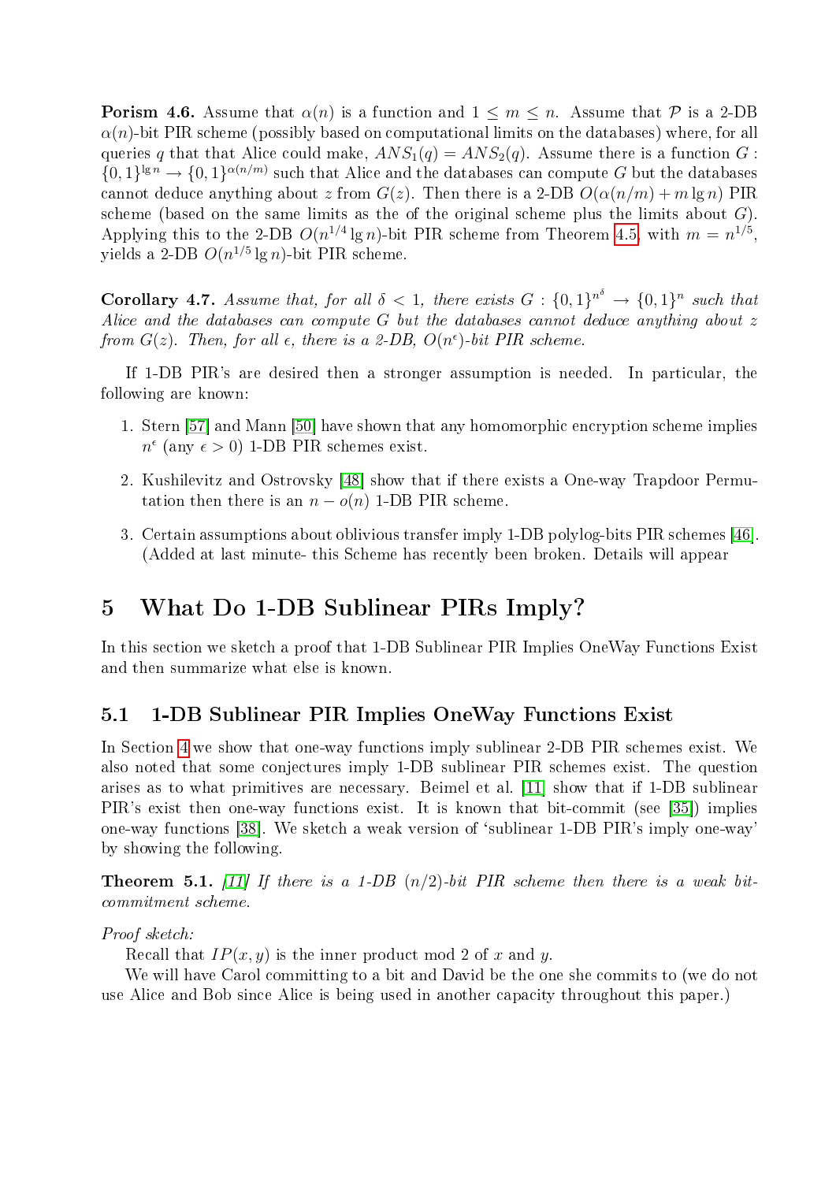**Porism 4.6.** Assume that $\alpha(n)$ is a function and $1 \leq m \leq n$. Assume that $\mathcal{P}$ is a 2-DB $\alpha(n)$-bit PIR scheme (possibly based on computational limits on the databases) where, for all queries $q$ that that Alice could make, $ANS_1(q) = ANS_2(q)$. Assume there is a function $G : \{0,1\}^{\lg n} \rightarrow \{0,1\}^{\alpha(n/m)}$ such that Alice and the databases can compute $G$ but the databases cannot deduce anything about $z$ from $G(z)$. Then there is a 2-DB $O(\alpha(n/m) + m \lg n)$ PIR scheme (based on the same limits as the of the original scheme plus the limits about $G$). Applying this to the 2-DB $O(n^{1/4} \lg n)$-bit PIR scheme from Theorem 4.5, with $m = n^{1/5}$, yields a 2-DB $O(n^{1/5} \lg n)$-bit PIR scheme.

**Corollary 4.7.** *Assume that, for all $\delta < 1$, there exists $G : \{0,1\}^{n^\delta} \rightarrow \{0,1\}^n$ such that Alice and the databases can compute $G$ but the databases cannot deduce anything about $z$ from $G(z)$. Then, for all $\epsilon$, there is a 2-DB, $O(n^\epsilon)$-bit PIR scheme.*

If 1-DB PIR's are desired then a stronger assumption is needed. In particular, the following are known:

1. Stern [57] and Mann [50] have shown that any homomorphic encryption scheme implies $n^\epsilon$ (any $\epsilon > 0$) 1-DB PIR schemes exist.
2. Kushilevitz and Ostrovsky [48] show that if there exists a One-way Trapdoor Permutation then there is an $n - o(n)$ 1-DB PIR scheme.
3. Certain assumptions about oblivious transfer imply 1-DB polylog-bits PIR schemes [46]. (Added at last minute- this Scheme has recently been broken. Details will appear

# 5 What Do 1-DB Sublinear PIRs Imply?

In this section we sketch a proof that 1-DB Sublinear PIR Implies OneWay Functions Exist and then summarize what else is known.

## 5.1 1-DB Sublinear PIR Implies OneWay Functions Exist

In Section 4 we show that one-way functions imply sublinear 2-DB PIR schemes exist. We also noted that some conjectures imply 1-DB sublinear PIR schemes exist. The question arises as to what primitives are necessary. Beimel et al. [11] show that if 1-DB sublinear PIR's exist then one-way functions exist. It is known that bit-commit (see [35]) implies one-way functions [38]. We sketch a weak version of 'sublinear 1-DB PIR's imply one-way' by showing the following.

**Theorem 5.1.** *[11] If there is a 1-DB $(n/2)$-bit PIR scheme then there is a weak bit-commitment scheme.*

*Proof sketch:*

Recall that $IP(x, y)$ is the inner product mod 2 of $x$ and $y$.

We will have Carol committing to a bit and David be the one she commits to (we do not use Alice and Bob since Alice is being used in another capacity throughout this paper.)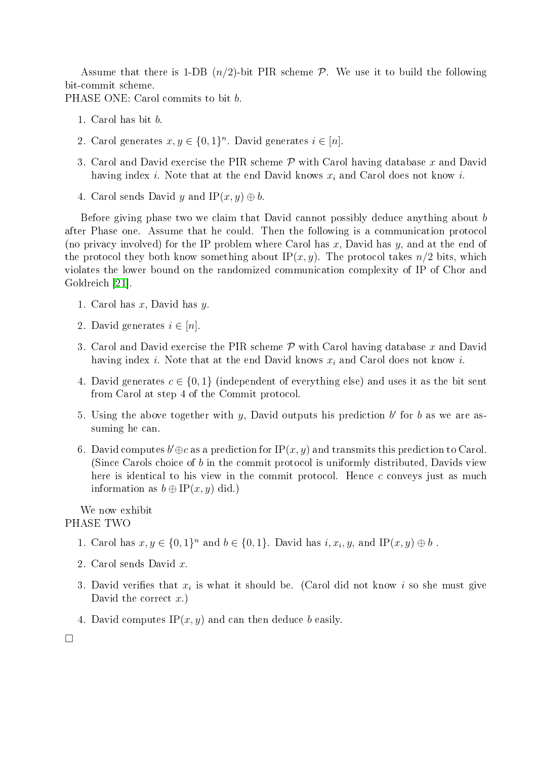Assume that there is 1-DB $(n/2)$-bit PIR scheme $\mathcal{P}$. We use it to build the following bit-commit scheme.
PHASE ONE: Carol commits to bit $b$.

1. Carol has bit $b$.
2. Carol generates $x, y \in \{0,1\}^n$. David generates $i \in [n]$.
3. Carol and David exercise the PIR scheme $\mathcal{P}$ with Carol having database $x$ and David having index $i$. Note that at the end David knows $x_i$ and Carol does not know $i$.
4. Carol sends David $y$ and $\mathrm{IP}(x, y) \oplus b$.

Before giving phase two we claim that David cannot possibly deduce anything about $b$ after Phase one. Assume that he could. Then the following is a communication protocol (no privacy involved) for the IP problem where Carol has $x$, David has $y$, and at the end of the protocol they both know something about $\mathrm{IP}(x, y)$. The protocol takes $n/2$ bits, which violates the lower bound on the randomized communication complexity of IP of Chor and Goldreich [21].

1. Carol has $x$, David has $y$.
2. David generates $i \in [n]$.
3. Carol and David exercise the PIR scheme $\mathcal{P}$ with Carol having database $x$ and David having index $i$. Note that at the end David knows $x_i$ and Carol does not know $i$.
4. David generates $c \in \{0,1\}$ (independent of everything else) and uses it as the bit sent from Carol at step 4 of the Commit protocol.
5. Using the above together with $y$, David outputs his prediction $b'$ for $b$ as we are assuming he can.
6. David computes $b' \oplus c$ as a prediction for $\mathrm{IP}(x, y)$ and transmits this prediction to Carol. (Since Carols choice of $b$ in the commit protocol is uniformly distributed, Davids view here is identical to his view in the commit protocol. Hence $c$ conveys just as much information as $b \oplus \mathrm{IP}(x, y)$ did.)

We now exhibit
PHASE TWO

1. Carol has $x, y \in \{0,1\}^n$ and $b \in \{0,1\}$. David has $i, x_i, y$, and $\mathrm{IP}(x, y) \oplus b$ .
2. Carol sends David $x$.
3. David verifies that $x_i$ is what it should be. (Carol did not know $i$ so she must give David the correct $x$.)
4. David computes $\mathrm{IP}(x, y)$ and can then deduce $b$ easily.

□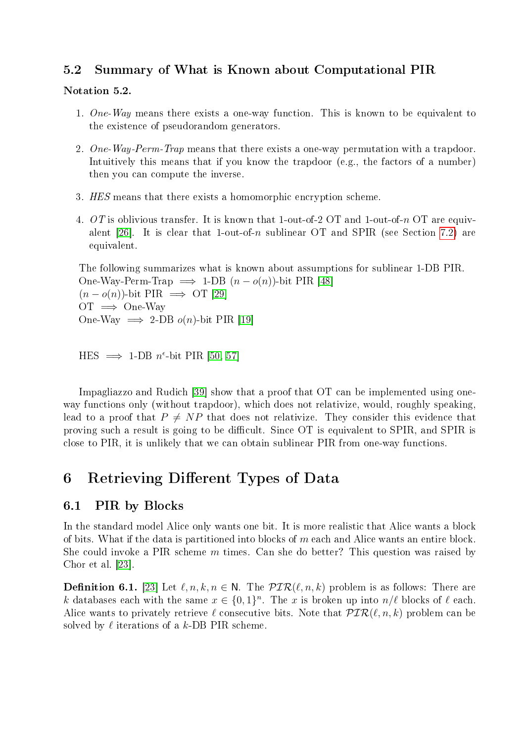## 5.2 Summary of What is Known about Computational PIR

**Notation 5.2.**

1. *One-Way* means there exists a one-way function. This is known to be equivalent to the existence of pseudorandom generators.
2. *One-Way-Perm-Trap* means that there exists a one-way permutation with a trapdoor. Intuitively this means that if you know the trapdoor (e.g., the factors of a number) then you can compute the inverse.
3. *HES* means that there exists a homomorphic encryption scheme.
4. *OT* is oblivious transfer. It is known that 1-out-of-2 OT and 1-out-of-$n$ OT are equivalent [26]. It is clear that 1-out-of-$n$ sublinear OT and SPIR (see Section 7.2) are equivalent.

The following summarizes what is known about assumptions for sublinear 1-DB PIR.
One-Way-Perm-Trap $\implies$ 1-DB $(n - o(n))$-bit PIR [48]
$(n - o(n))$-bit PIR $\implies$ OT [29]
OT $\implies$ One-Way
One-Way $\implies$ 2-DB $o(n)$-bit PIR [19]

HES $\implies$ 1-DB $n^{\epsilon}$-bit PIR [50, 57]

Impagliazzo and Rudich [39] show that a proof that OT can be implemented using one-way functions only (without trapdoor), which does not relativize, would, roughly speaking, lead to a proof that $P \neq NP$ that does not relativize. They consider this evidence that proving such a result is going to be difficult. Since OT is equivalent to SPIR, and SPIR is close to PIR, it is unlikely that we can obtain sublinear PIR from one-way functions.

# 6 Retrieving Different Types of Data

## 6.1 PIR by Blocks

In the standard model Alice only wants one bit. It is more realistic that Alice wants a block of bits. What if the data is partitioned into blocks of $m$ each and Alice wants an entire block. She could invoke a PIR scheme $m$ times. Can she do better? This question was raised by Chor et al. [23].

**Definition 6.1.** [23] Let $\ell, n, k, n \in \mathsf{N}$. The $\mathcal{PIR}(\ell, n, k)$ problem is as follows: There are $k$ databases each with the same $x \in \{0,1\}^n$. The $x$ is broken up into $n/\ell$ blocks of $\ell$ each. Alice wants to privately retrieve $\ell$ consecutive bits. Note that $\mathcal{PIR}(\ell, n, k)$ problem can be solved by $\ell$ iterations of a $k$-DB PIR scheme.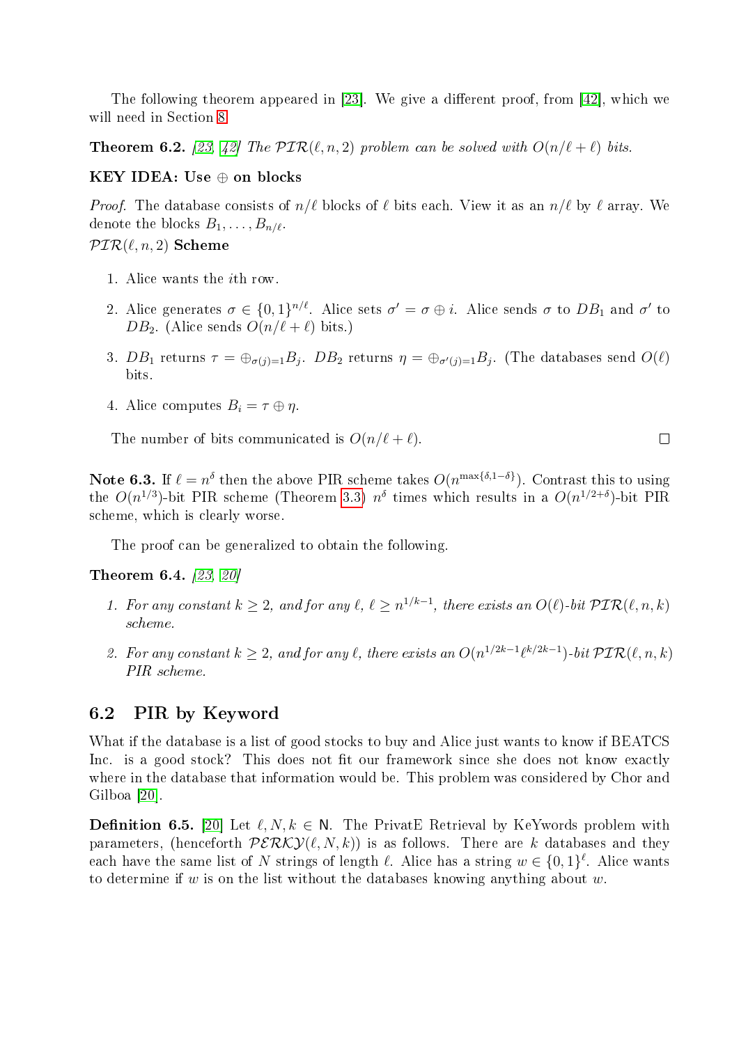The following theorem appeared in [23]. We give a different proof, from [42], which we will need in Section 8.

**Theorem 6.2.** *[23, 42] The $\mathcal{PIR}(\ell, n, 2)$ problem can be solved with $O(n/\ell + \ell)$ bits.*

**KEY IDEA: Use $\oplus$ on blocks**

*Proof.* The database consists of $n/\ell$ blocks of $\ell$ bits each. View it as an $n/\ell$ by $\ell$ array. We denote the blocks $B_1, \ldots, B_{n/\ell}$.

$\mathcal{PIR}(\ell, n, 2)$ **Scheme**

1. Alice wants the $i$th row.
2. Alice generates $\sigma \in \{0,1\}^{n/\ell}$. Alice sets $\sigma' = \sigma \oplus i$. Alice sends $\sigma$ to $DB_1$ and $\sigma'$ to $DB_2$. (Alice sends $O(n/\ell + \ell)$ bits.)
3. $DB_1$ returns $\tau = \oplus_{\sigma(j)=1} B_j$. $DB_2$ returns $\eta = \oplus_{\sigma'(j)=1} B_j$. (The databases send $O(\ell)$ bits.
4. Alice computes $B_i = \tau \oplus \eta$.

The number of bits communicated is $O(n/\ell + \ell)$. □

**Note 6.3.** If $\ell = n^\delta$ then the above PIR scheme takes $O(n^{\max\{\delta, 1-\delta\}})$. Contrast this to using the $O(n^{1/3})$-bit PIR scheme (Theorem 3.3) $n^\delta$ times which results in a $O(n^{1/2+\delta})$-bit PIR scheme, which is clearly worse.

The proof can be generalized to obtain the following.

**Theorem 6.4.** *[23, 20]*

1. *For any constant $k \geq 2$, and for any $\ell$, $\ell \geq n^{1/k-1}$, there exists an $O(\ell)$-bit $\mathcal{PIR}(\ell, n, k)$ scheme.*
2. *For any constant $k \geq 2$, and for any $\ell$, there exists an $O(n^{1/2k-1}\ell^{k/2k-1})$-bit $\mathcal{PIR}(\ell, n, k)$ PIR scheme.*

## 6.2 PIR by Keyword

What if the database is a list of good stocks to buy and Alice just wants to know if BEATCS Inc. is a good stock? This does not fit our framework since she does not know exactly where in the database that information would be. This problem was considered by Chor and Gilboa [20].

**Definition 6.5.** [20] Let $\ell, N, k \in \mathsf{N}$. The PrivatE Retrieval by KeYwords problem with parameters, (henceforth $\mathcal{PERKY}(\ell, N, k)$) is as follows. There are $k$ databases and they each have the same list of $N$ strings of length $\ell$. Alice has a string $w \in \{0,1\}^\ell$. Alice wants to determine if $w$ is on the list without the databases knowing anything about $w$.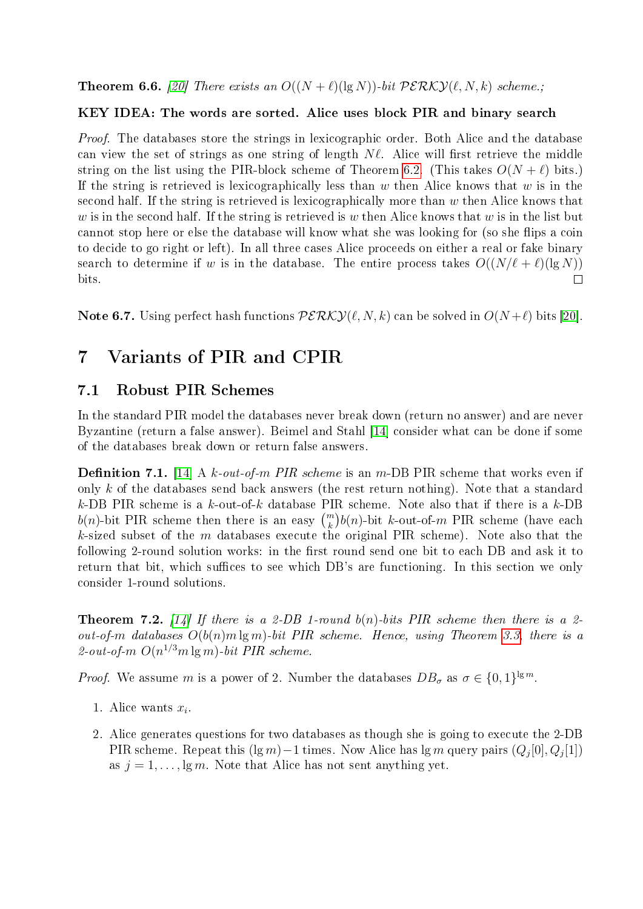**Theorem 6.6.** *[20] There exists an $O((N+\ell)(\lg N))$-bit $\mathcal{PERKY}(\ell, N, k)$ scheme.;*

**KEY IDEA: The words are sorted. Alice uses block PIR and binary search**

*Proof.* The databases store the strings in lexicographic order. Both Alice and the database can view the set of strings as one string of length $N\ell$. Alice will first retrieve the middle string on the list using the PIR-block scheme of Theorem 6.2. (This takes $O(N+\ell)$ bits.) If the string is retrieved is lexicographically less than $w$ then Alice knows that $w$ is in the second half. If the string is retrieved is lexicographically more than $w$ then Alice knows that $w$ is in the second half. If the string is retrieved is $w$ then Alice knows that $w$ is in the list but cannot stop here or else the database will know what she was looking for (so she flips a coin to decide to go right or left). In all three cases Alice proceeds on either a real or fake binary search to determine if $w$ is in the database. The entire process takes $O((N/\ell+\ell)(\lg N))$ bits. □

**Note 6.7.** Using perfect hash functions $\mathcal{PERKY}(\ell, N, k)$ can be solved in $O(N+\ell)$ bits [20].

# 7 Variants of PIR and CPIR

## 7.1 Robust PIR Schemes

In the standard PIR model the databases never break down (return no answer) and are never Byzantine (return a false answer). Beimel and Stahl [14] consider what can be done if some of the databases break down or return false answers.

**Definition 7.1.** [14] A *$k$-out-of-$m$ PIR scheme* is an $m$-DB PIR scheme that works even if only $k$ of the databases send back answers (the rest return nothing). Note that a standard $k$-DB PIR scheme is a $k$-out-of-$k$ database PIR scheme. Note also that if there is a $k$-DB $b(n)$-bit PIR scheme then there is an easy $\binom{m}{k}b(n)$-bit $k$-out-of-$m$ PIR scheme (have each $k$-sized subset of the $m$ databases execute the original PIR scheme). Note also that the following 2-round solution works: in the first round send one bit to each DB and ask it to return that bit, which suffices to see which DB's are functioning. In this section we only consider 1-round solutions.

**Theorem 7.2.** *[14] If there is a 2-DB 1-round $b(n)$-bits PIR scheme then there is a 2-out-of-$m$ databases $O(b(n)m\lg m)$-bit PIR scheme. Hence, using Theorem 3.3, there is a 2-out-of-$m$ $O(n^{1/3}m\lg m)$-bit PIR scheme.*

*Proof.* We assume $m$ is a power of 2. Number the databases $DB_\sigma$ as $\sigma \in \{0,1\}^{\lg m}$.

1. Alice wants $x_i$.
2. Alice generates questions for two databases as though she is going to execute the 2-DB PIR scheme. Repeat this $(\lg m)-1$ times. Now Alice has $\lg m$ query pairs $(Q_j[0], Q_j[1])$ as $j = 1, \ldots, \lg m$. Note that Alice has not sent anything yet.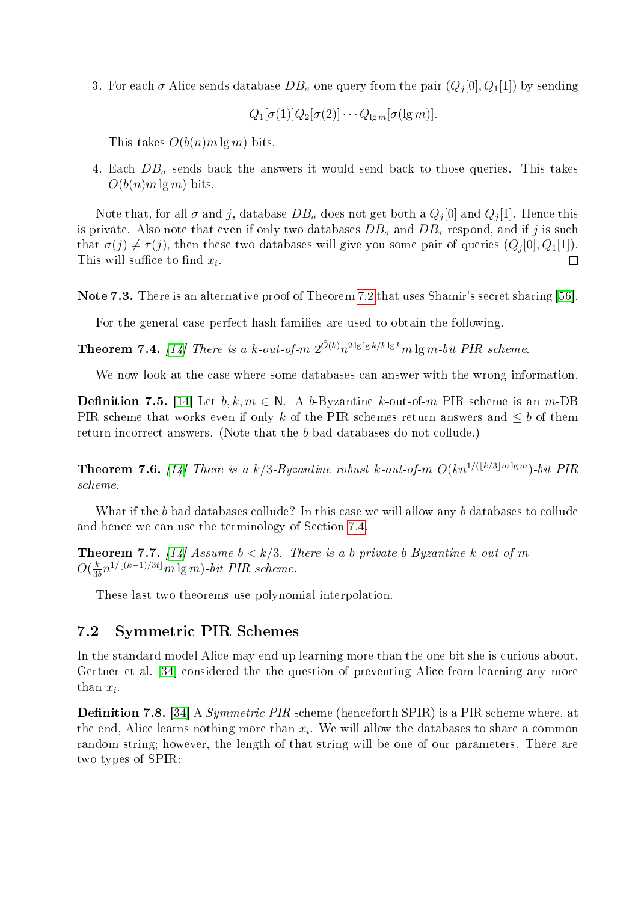3. For each $\sigma$ Alice sends database $DB_\sigma$ one query from the pair $(Q_j[0], Q_1[1])$ by sending

$$Q_1[\sigma(1)]Q_2[\sigma(2)]\cdots Q_{\lg m}[\sigma(\lg m)].$$

   This takes $O(b(n)m\lg m)$ bits.

4. Each $DB_\sigma$ sends back the answers it would send back to those queries. This takes $O(b(n)m\lg m)$ bits.

Note that, for all $\sigma$ and $j$, database $DB_\sigma$ does not get both a $Q_j[0]$ and $Q_j[1]$. Hence this is private. Also note that even if only two databases $DB_\sigma$ and $DB_\tau$ respond, and if $j$ is such that $\sigma(j) \neq \tau(j)$, then these two databases will give you some pair of queries $(Q_j[0], Q_1[1])$. This will suffice to find $x_i$. □

**Note 7.3.** There is an alternative proof of Theorem 7.2 that uses Shamir's secret sharing [56].

For the general case perfect hash families are used to obtain the following.

**Theorem 7.4.** *[14] There is a $k$-out-of-$m$ $2^{\tilde{O}(k)}n^{2\lg\lg k/k\lg k}m\lg m$-bit PIR scheme.*

We now look at the case where some databases can answer with the wrong information.

**Definition 7.5.** [14] Let $b, k, m \in \mathsf{N}$. A $b$-Byzantine $k$-out-of-$m$ PIR scheme is an $m$-DB PIR scheme that works even if only $k$ of the PIR schemes return answers and $\leq b$ of them return incorrect answers. (Note that the $b$ bad databases do not collude.)

**Theorem 7.6.** *[14] There is a $k/3$-Byzantine robust $k$-out-of-$m$ $O(kn^{1/(\lfloor k/3\rfloor m\lg m})$-bit PIR scheme.*

What if the $b$ bad databases collude? In this case we will allow any $b$ databases to collude and hence we can use the terminology of Section 7.4.

**Theorem 7.7.** *[14] Assume $b < k/3$. There is a $b$-private $b$-Byzantine $k$-out-of-$m$ $O(\frac{k}{3b}n^{1/\lfloor(k-1)/3t\rfloor}m\lg m)$-bit PIR scheme.*

These last two theorems use polynomial interpolation.

## 7.2 Symmetric PIR Schemes

In the standard model Alice may end up learning more than the one bit she is curious about. Gertner et al. [34] considered the the question of preventing Alice from learning any more than $x_i$.

**Definition 7.8.** [34] A *Symmetric PIR* scheme (henceforth SPIR) is a PIR scheme where, at the end, Alice learns nothing more than $x_i$. We will allow the databases to share a common random string; however, the length of that string will be one of our parameters. There are two types of SPIR: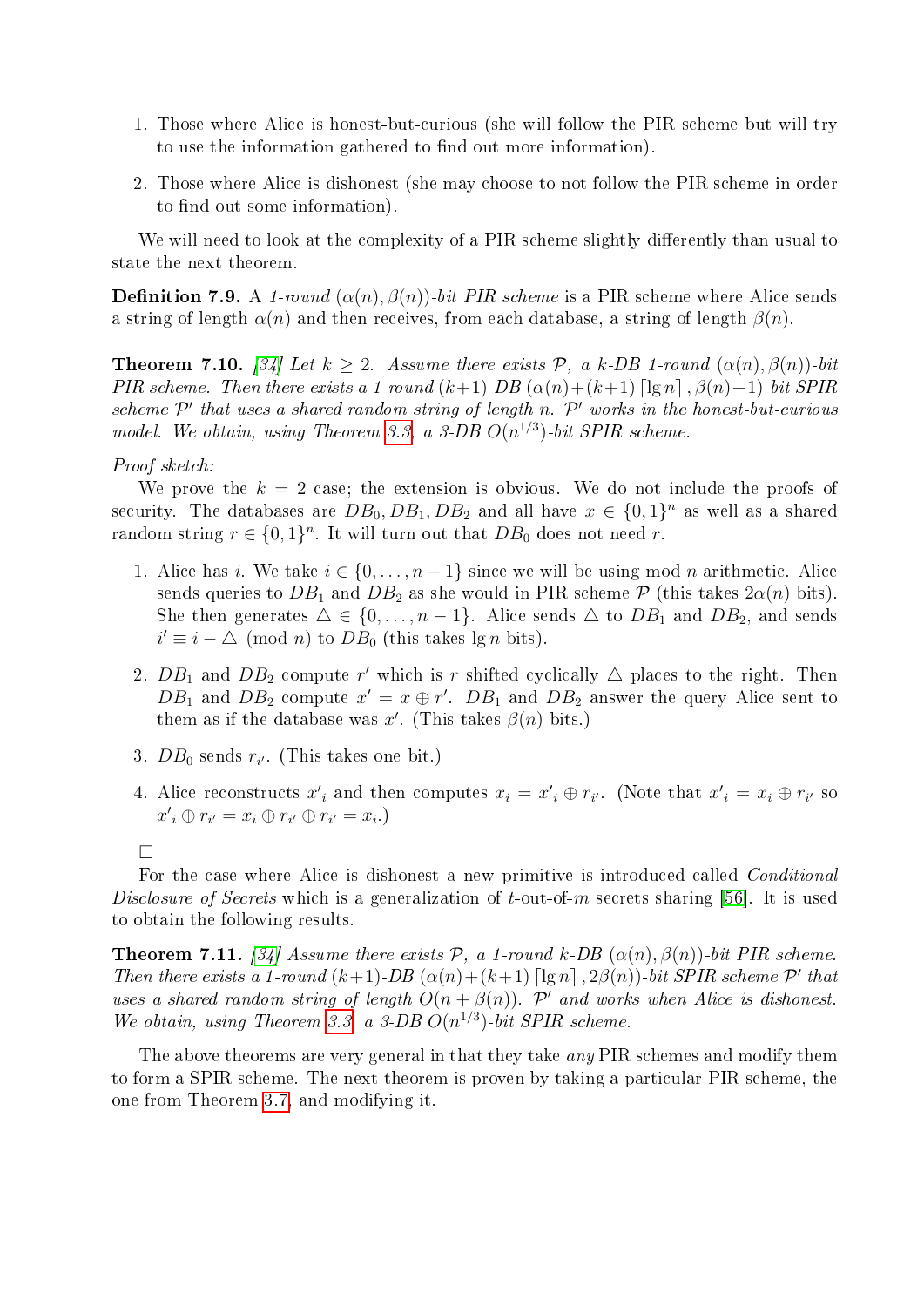1. Those where Alice is honest-but-curious (she will follow the PIR scheme but will try to use the information gathered to find out more information).

2. Those where Alice is dishonest (she may choose to not follow the PIR scheme in order to find out some information).

We will need to look at the complexity of a PIR scheme slightly differently than usual to state the next theorem.

**Definition 7.9.** A *1-round $(\alpha(n), \beta(n))$-bit PIR scheme* is a PIR scheme where Alice sends a string of length $\alpha(n)$ and then receives, from each database, a string of length $\beta(n)$.

**Theorem 7.10.** *[34] Let $k \geq 2$. Assume there exists $\mathcal{P}$, a $k$-DB 1-round $(\alpha(n), \beta(n))$-bit PIR scheme. Then there exists a 1-round $(k+1)$-DB $(\alpha(n)+(k+1)\lceil \lg n \rceil, \beta(n)+1)$-bit SPIR scheme $\mathcal{P}'$ that uses a shared random string of length $n$. $\mathcal{P}'$ works in the honest-but-curious model. We obtain, using Theorem 3.3, a 3-DB $O(n^{1/3})$-bit SPIR scheme.*

*Proof sketch:*

We prove the $k = 2$ case; the extension is obvious. We do not include the proofs of security. The databases are $DB_0, DB_1, DB_2$ and all have $x \in \{0,1\}^n$ as well as a shared random string $r \in \{0,1\}^n$. It will turn out that $DB_0$ does not need $r$.

1. Alice has $i$. We take $i \in \{0, \ldots, n-1\}$ since we will be using mod $n$ arithmetic. Alice sends queries to $DB_1$ and $DB_2$ as she would in PIR scheme $\mathcal{P}$ (this takes $2\alpha(n)$ bits). She then generates $\triangle \in \{0, \ldots, n-1\}$. Alice sends $\triangle$ to $DB_1$ and $DB_2$, and sends $i' \equiv i - \triangle \pmod{n}$ to $DB_0$ (this takes $\lg n$ bits).

2. $DB_1$ and $DB_2$ compute $r'$ which is $r$ shifted cyclically $\triangle$ places to the right. Then $DB_1$ and $DB_2$ compute $x' = x \oplus r'$. $DB_1$ and $DB_2$ answer the query Alice sent to them as if the database was $x'$. (This takes $\beta(n)$ bits.)

3. $DB_0$ sends $r_{i'}$. (This takes one bit.)

4. Alice reconstructs $x'_i$ and then computes $x_i = x'_i \oplus r_{i'}$. (Note that $x'_i = x_i \oplus r_{i'}$ so $x'_i \oplus r_{i'} = x_i \oplus r_{i'} \oplus r_{i'} = x_i$.)

□

For the case where Alice is dishonest a new primitive is introduced called *Conditional Disclosure of Secrets* which is a generalization of $t$-out-of-$m$ secrets sharing [56]. It is used to obtain the following results.

**Theorem 7.11.** *[34] Assume there exists $\mathcal{P}$, a 1-round $k$-DB $(\alpha(n), \beta(n))$-bit PIR scheme. Then there exists a 1-round $(k+1)$-DB $(\alpha(n)+(k+1)\lceil \lg n \rceil, 2\beta(n))$-bit SPIR scheme $\mathcal{P}'$ that uses a shared random string of length $O(n + \beta(n))$. $\mathcal{P}'$ and works when Alice is dishonest. We obtain, using Theorem 3.3, a 3-DB $O(n^{1/3})$-bit SPIR scheme.*

The above theorems are very general in that they take *any* PIR schemes and modify them to form a SPIR scheme. The next theorem is proven by taking a particular PIR scheme, the one from Theorem 3.7, and modifying it.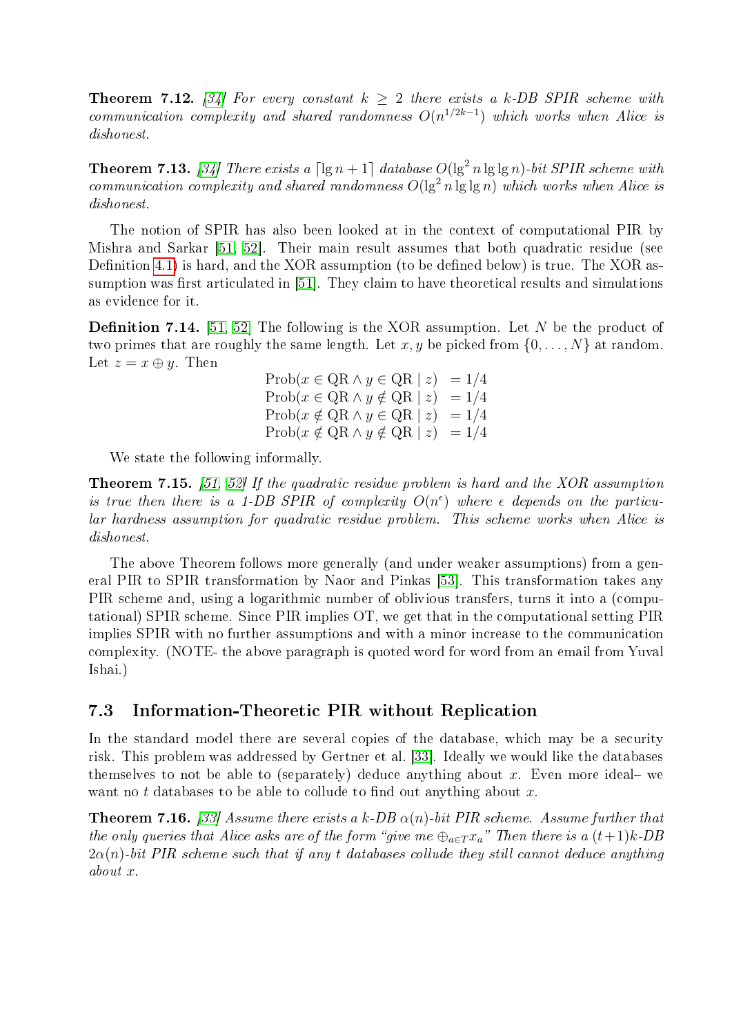**Theorem 7.12.** *[34] For every constant $k \geq 2$ there exists a k-DB SPIR scheme with communication complexity and shared randomness $O(n^{1/2k-1})$ which works when Alice is dishonest.*

**Theorem 7.13.** *[34] There exists a $\lceil \lg n + 1 \rceil$ database $O(\lg^2 n \lg \lg n)$-bit SPIR scheme with communication complexity and shared randomness $O(\lg^2 n \lg \lg n)$ which works when Alice is dishonest.*

The notion of SPIR has also been looked at in the context of computational PIR by Mishra and Sarkar [51, 52]. Their main result assumes that both quadratic residue (see Definition 4.1) is hard, and the XOR assumption (to be defined below) is true. The XOR assumption was first articulated in [51]. They claim to have theoretical results and simulations as evidence for it.

**Definition 7.14.** [51, 52] The following is the XOR assumption. Let $N$ be the product of two primes that are roughly the same length. Let $x, y$ be picked from $\{0, \ldots, N\}$ at random. Let $z = x \oplus y$. Then

$$
\begin{aligned}
\text{Prob}(x \in \text{QR} \wedge y \in \text{QR} \mid z) &= 1/4 \\
\text{Prob}(x \in \text{QR} \wedge y \notin \text{QR} \mid z) &= 1/4 \\
\text{Prob}(x \notin \text{QR} \wedge y \in \text{QR} \mid z) &= 1/4 \\
\text{Prob}(x \notin \text{QR} \wedge y \notin \text{QR} \mid z) &= 1/4
\end{aligned}
$$

We state the following informally.

**Theorem 7.15.** *[51, 52] If the quadratic residue problem is hard and the XOR assumption is true then there is a 1-DB SPIR of complexity $O(n^{\epsilon})$ where $\epsilon$ depends on the particular hardness assumption for quadratic residue problem. This scheme works when Alice is dishonest.*

The above Theorem follows more generally (and under weaker assumptions) from a general PIR to SPIR transformation by Naor and Pinkas [53]. This transformation takes any PIR scheme and, using a logarithmic number of oblivious transfers, turns it into a (computational) SPIR scheme. Since PIR implies OT, we get that in the computational setting PIR implies SPIR with no further assumptions and with a minor increase to the communication complexity. (NOTE- the above paragraph is quoted word for word from an email from Yuval Ishai.)

## 7.3 Information-Theoretic PIR without Replication

In the standard model there are several copies of the database, which may be a security risk. This problem was addressed by Gertner et al. [33]. Ideally we would like the databases themselves to not be able to (separately) deduce anything about $x$. Even more ideal– we want no $t$ databases to be able to collude to find out anything about $x$.

**Theorem 7.16.** *[33] Assume there exists a k-DB $\alpha(n)$-bit PIR scheme. Assume further that the only queries that Alice asks are of the form "give me $\oplus_{a \in T} x_a$" Then there is a $(t+1)k$-DB $2\alpha(n)$-bit PIR scheme such that if any $t$ databases collude they still cannot deduce anything about $x$.*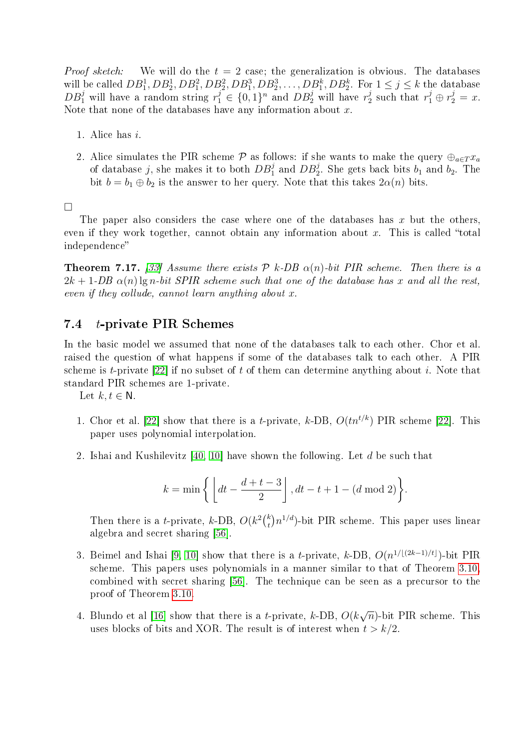*Proof sketch:* We will do the $t = 2$ case; the generalization is obvious. The databases will be called $DB_1^1, DB_2^1, DB_1^2, DB_2^2, DB_1^3, DB_2^3, \ldots, DB_1^k, DB_2^k$. For $1 \le j \le k$ the database $DB_1^j$ will have a random string $r_1^j \in \{0,1\}^n$ and $DB_2^j$ will have $r_2^j$ such that $r_1^j \oplus r_2^j = x$. Note that none of the databases have any information about $x$.

1. Alice has $i$.
2. Alice simulates the PIR scheme $\mathcal{P}$ as follows: if she wants to make the query $\oplus_{a \in T} x_a$ of database $j$, she makes it to both $DB_1^j$ and $DB_2^j$. She gets back bits $b_1$ and $b_2$. The bit $b = b_1 \oplus b_2$ is the answer to her query. Note that this takes $2\alpha(n)$ bits.

□

The paper also considers the case where one of the databases has $x$ but the others, even if they work together, cannot obtain any information about $x$. This is called "total independence"

**Theorem 7.17.** *[33] Assume there exists $\mathcal{P}$ $k$-DB $\alpha(n)$-bit PIR scheme. Then there is a $2k+1$-DB $\alpha(n)\lg n$-bit SPIR scheme such that one of the database has $x$ and all the rest, even if they collude, cannot learn anything about $x$.*

## 7.4 $t$-private PIR Schemes

In the basic model we assumed that none of the databases talk to each other. Chor et al. raised the question of what happens if some of the databases talk to each other. A PIR scheme is $t$-private [22] if no subset of $t$ of them can determine anything about $i$. Note that standard PIR schemes are 1-private.

Let $k, t \in \mathsf{N}$.

1. Chor et al. [22] show that there is a $t$-private, $k$-DB, $O(tn^{t/k})$ PIR scheme [22]. This paper uses polynomial interpolation.
2. Ishai and Kushilevitz [40, 10] have shown the following. Let $d$ be such that

$$k = \min\left\{ \left\lfloor dt - \frac{d+t-3}{2} \right\rfloor, dt - t + 1 - (d \bmod 2) \right\}.$$

   Then there is a $t$-private, $k$-DB, $O(k^2\binom{k}{t}n^{1/d})$-bit PIR scheme. This paper uses linear algebra and secret sharing [56].
3. Beimel and Ishai [9, 10] show that there is a $t$-private, $k$-DB, $O(n^{1/\lfloor(2k-1)/t\rfloor})$-bit PIR scheme. This papers uses polynomials in a manner similar to that of Theorem 3.10, combined with secret sharing [56]. The technique can be seen as a precursor to the proof of Theorem 3.10.
4. Blundo et al [16] show that there is a $t$-private, $k$-DB, $O(k\sqrt{n})$-bit PIR scheme. This uses blocks of bits and XOR. The result is of interest when $t > k/2$.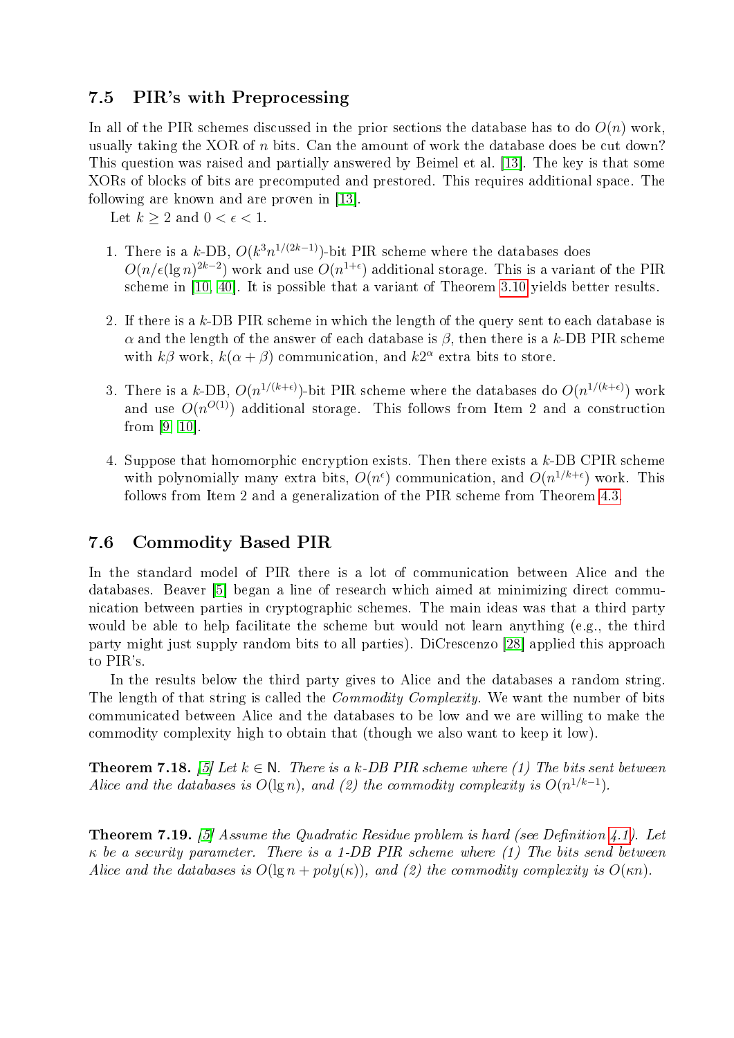### 7.5 PIR's with Preprocessing

In all of the PIR schemes discussed in the prior sections the database has to do $O(n)$ work, usually taking the XOR of $n$ bits. Can the amount of work the database does be cut down? This question was raised and partially answered by Beimel et al. [13]. The key is that some XORs of blocks of bits are precomputed and prestored. This requires additional space. The following are known and are proven in [13].

Let $k \geq 2$ and $0 < \epsilon < 1$.

1. There is a $k$-DB, $O(k^3 n^{1/(2k-1)})$-bit PIR scheme where the databases does $O(n/\epsilon(\lg n)^{2k-2})$ work and use $O(n^{1+\epsilon})$ additional storage. This is a variant of the PIR scheme in [10, 40]. It is possible that a variant of Theorem 3.10 yields better results.

2. If there is a $k$-DB PIR scheme in which the length of the query sent to each database is $\alpha$ and the length of the answer of each database is $\beta$, then there is a $k$-DB PIR scheme with $k\beta$ work, $k(\alpha + \beta)$ communication, and $k2^{\alpha}$ extra bits to store.

3. There is a $k$-DB, $O(n^{1/(k+\epsilon)})$-bit PIR scheme where the databases do $O(n^{1/(k+\epsilon)})$ work and use $O(n^{O(1)})$ additional storage. This follows from Item 2 and a construction from [9, 10].

4. Suppose that homomorphic encryption exists. Then there exists a $k$-DB CPIR scheme with polynomially many extra bits, $O(n^{\epsilon})$ communication, and $O(n^{1/k+\epsilon})$ work. This follows from Item 2 and a generalization of the PIR scheme from Theorem 4.3.

### 7.6 Commodity Based PIR

In the standard model of PIR there is a lot of communication between Alice and the databases. Beaver [5] began a line of research which aimed at minimizing direct communication between parties in cryptographic schemes. The main ideas was that a third party would be able to help facilitate the scheme but would not learn anything (e.g., the third party might just supply random bits to all parties). DiCrescenzo [28] applied this approach to PIR's.

In the results below the third party gives to Alice and the databases a random string. The length of that string is called the *Commodity Complexity*. We want the number of bits communicated between Alice and the databases to be low and we are willing to make the commodity complexity high to obtain that (though we also want to keep it low).

**Theorem 7.18.** *[5] Let $k \in \mathsf{N}$. There is a $k$-DB PIR scheme where (1) The bits sent between Alice and the databases is $O(\lg n)$, and (2) the commodity complexity is $O(n^{1/k-1})$.*

**Theorem 7.19.** *[5] Assume the Quadratic Residue problem is hard (see Definition 4.1). Let $\kappa$ be a security parameter. There is a 1-DB PIR scheme where (1) The bits send between Alice and the databases is $O(\lg n + poly(\kappa))$, and (2) the commodity complexity is $O(\kappa n)$.*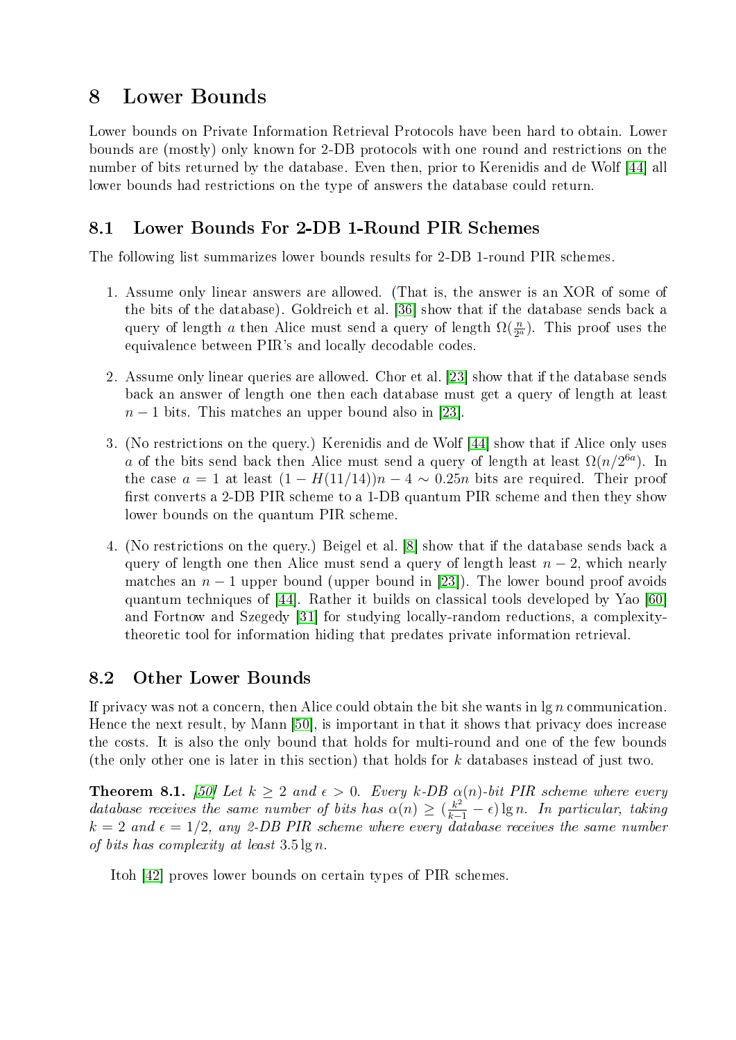# 8 Lower Bounds

Lower bounds on Private Information Retrieval Protocols have been hard to obtain. Lower bounds are (mostly) only known for 2-DB protocols with one round and restrictions on the number of bits returned by the database. Even then, prior to Kerenidis and de Wolf [44] all lower bounds had restrictions on the type of answers the database could return.

## 8.1 Lower Bounds For 2-DB 1-Round PIR Schemes

The following list summarizes lower bounds results for 2-DB 1-round PIR schemes.

1. Assume only linear answers are allowed. (That is, the answer is an XOR of some of the bits of the database). Goldreich et al. [36] show that if the database sends back a query of length $a$ then Alice must send a query of length $\Omega(\frac{n}{2^a})$. This proof uses the equivalence between PIR's and locally decodable codes.

2. Assume only linear queries are allowed. Chor et al. [23] show that if the database sends back an answer of length one then each database must get a query of length at least $n-1$ bits. This matches an upper bound also in [23].

3. (No restrictions on the query.) Kerenidis and de Wolf [44] show that if Alice only uses $a$ of the bits send back then Alice must send a query of length at least $\Omega(n/2^{6a})$. In the case $a = 1$ at least $(1 - H(11/14))n - 4 \sim 0.25n$ bits are required. Their proof first converts a 2-DB PIR scheme to a 1-DB quantum PIR scheme and then they show lower bounds on the quantum PIR scheme.

4. (No restrictions on the query.) Beigel et al. [8] show that if the database sends back a query of length one then Alice must send a query of length least $n - 2$, which nearly matches an $n - 1$ upper bound (upper bound in [23]). The lower bound proof avoids quantum techniques of [44]. Rather it builds on classical tools developed by Yao [60] and Fortnow and Szegedy [31] for studying locally-random reductions, a complexity-theoretic tool for information hiding that predates private information retrieval.

## 8.2 Other Lower Bounds

If privacy was not a concern, then Alice could obtain the bit she wants in $\lg n$ communication. Hence the next result, by Mann [50], is important in that it shows that privacy does increase the costs. It is also the only bound that holds for multi-round and one of the few bounds (the only other one is later in this section) that holds for $k$ databases instead of just two.

**Theorem 8.1.** *[50] Let $k \geq 2$ and $\epsilon > 0$. Every $k$-DB $\alpha(n)$-bit PIR scheme where every database receives the same number of bits has $\alpha(n) \geq (\frac{k^2}{k-1} - \epsilon)\lg n$. In particular, taking $k = 2$ and $\epsilon = 1/2$, any 2-DB PIR scheme where every database receives the same number of bits has complexity at least $3.5 \lg n$.*

Itoh [42] proves lower bounds on certain types of PIR schemes.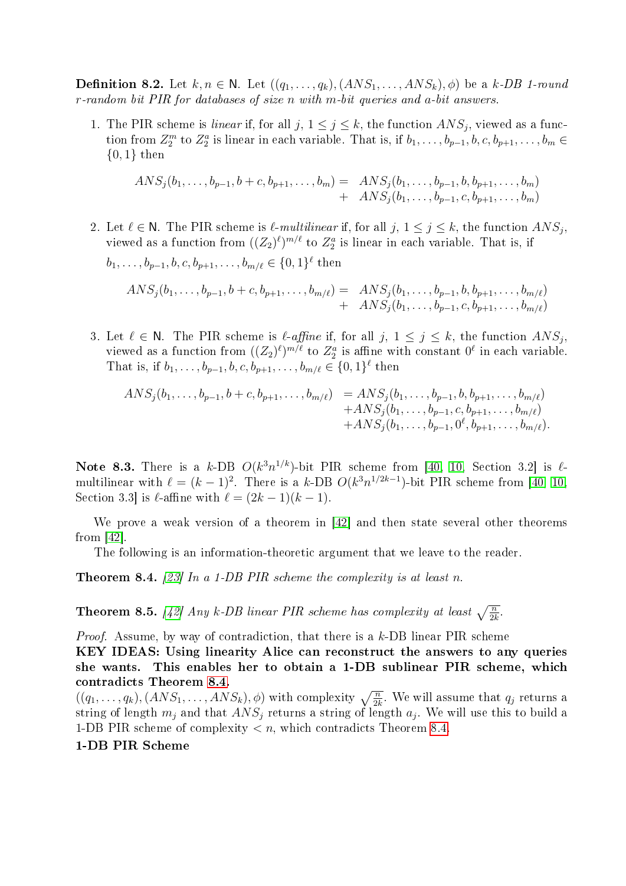**Definition 8.2.** Let $k, n \in \mathsf{N}$. Let $((q_1, \ldots, q_k), (ANS_1, \ldots, ANS_k), \phi)$ be a *k-DB 1-round r-random bit PIR for databases of size n with m-bit queries and a-bit answers.*

1. The PIR scheme is *linear* if, for all $j$, $1 \le j \le k$, the function $ANS_j$, viewed as a function from $Z_2^m$ to $Z_2^a$ is linear in each variable. That is, if $b_1, \ldots, b_{p-1}, b, c, b_{p+1}, \ldots, b_m \in \{0,1\}$ then

$$\begin{aligned} ANS_j(b_1, \ldots, b_{p-1}, b+c, b_{p+1}, \ldots, b_m) = & \; ANS_j(b_1, \ldots, b_{p-1}, b, b_{p+1}, \ldots, b_m) \\ + & \; ANS_j(b_1, \ldots, b_{p-1}, c, b_{p+1}, \ldots, b_m) \end{aligned}$$

2. Let $\ell \in \mathsf{N}$. The PIR scheme is *$\ell$-multilinear* if, for all $j$, $1 \le j \le k$, the function $ANS_j$, viewed as a function from $((Z_2)^\ell)^{m/\ell}$ to $Z_2^a$ is linear in each variable. That is, if $b_1, \ldots, b_{p-1}, b, c, b_{p+1}, \ldots, b_{m/\ell} \in \{0,1\}^\ell$ then

$$\begin{aligned} ANS_j(b_1, \ldots, b_{p-1}, b+c, b_{p+1}, \ldots, b_{m/\ell}) = & \; ANS_j(b_1, \ldots, b_{p-1}, b, b_{p+1}, \ldots, b_{m/\ell}) \\ + & \; ANS_j(b_1, \ldots, b_{p-1}, c, b_{p+1}, \ldots, b_{m/\ell}) \end{aligned}$$

3. Let $\ell \in \mathsf{N}$. The PIR scheme is *$\ell$-affine* if, for all $j$, $1 \le j \le k$, the function $ANS_j$, viewed as a function from $((Z_2)^\ell)^{m/\ell}$ to $Z_2^a$ is affine with constant $0^\ell$ in each variable. That is, if $b_1, \ldots, b_{p-1}, b, c, b_{p+1}, \ldots, b_{m/\ell} \in \{0,1\}^\ell$ then

$$\begin{aligned} ANS_j(b_1, \ldots, b_{p-1}, b+c, b_{p+1}, \ldots, b_{m/\ell}) & = ANS_j(b_1, \ldots, b_{p-1}, b, b_{p+1}, \ldots, b_{m/\ell}) \\ & + ANS_j(b_1, \ldots, b_{p-1}, c, b_{p+1}, \ldots, b_{m/\ell}) \\ & + ANS_j(b_1, \ldots, b_{p-1}, 0^\ell, b_{p+1}, \ldots, b_{m/\ell}). \end{aligned}$$

**Note 8.3.** There is a $k$-DB $O(k^3 n^{1/k})$-bit PIR scheme from [40, 10, Section 3.2] is $\ell$-multilinear with $\ell = (k-1)^2$. There is a $k$-DB $O(k^3 n^{1/2k-1})$-bit PIR scheme from [40, 10, Section 3.3] is $\ell$-affine with $\ell = (2k-1)(k-1)$.

We prove a weak version of a theorem in [42] and then state several other theorems from [42].

The following is an information-theoretic argument that we leave to the reader.

**Theorem 8.4.** *[23] In a 1-DB PIR scheme the complexity is at least n.*

**Theorem 8.5.** *[42] Any k-DB linear PIR scheme has complexity at least $\sqrt{\frac{n}{2k}}$.*

*Proof.* Assume, by way of contradiction, that there is a $k$-DB linear PIR scheme
**KEY IDEAS: Using linearity Alice can reconstruct the answers to any queries she wants. This enables her to obtain a 1-DB sublinear PIR scheme, which contradicts Theorem 8.4.**
$((q_1, \ldots, q_k), (ANS_1, \ldots, ANS_k), \phi)$ with complexity $\sqrt{\frac{n}{2k}}$. We will assume that $q_j$ returns a string of length $m_j$ and that $ANS_j$ returns a string of length $a_j$. We will use this to build a 1-DB PIR scheme of complexity $< n$, which contradicts Theorem 8.4.

**1-DB PIR Scheme**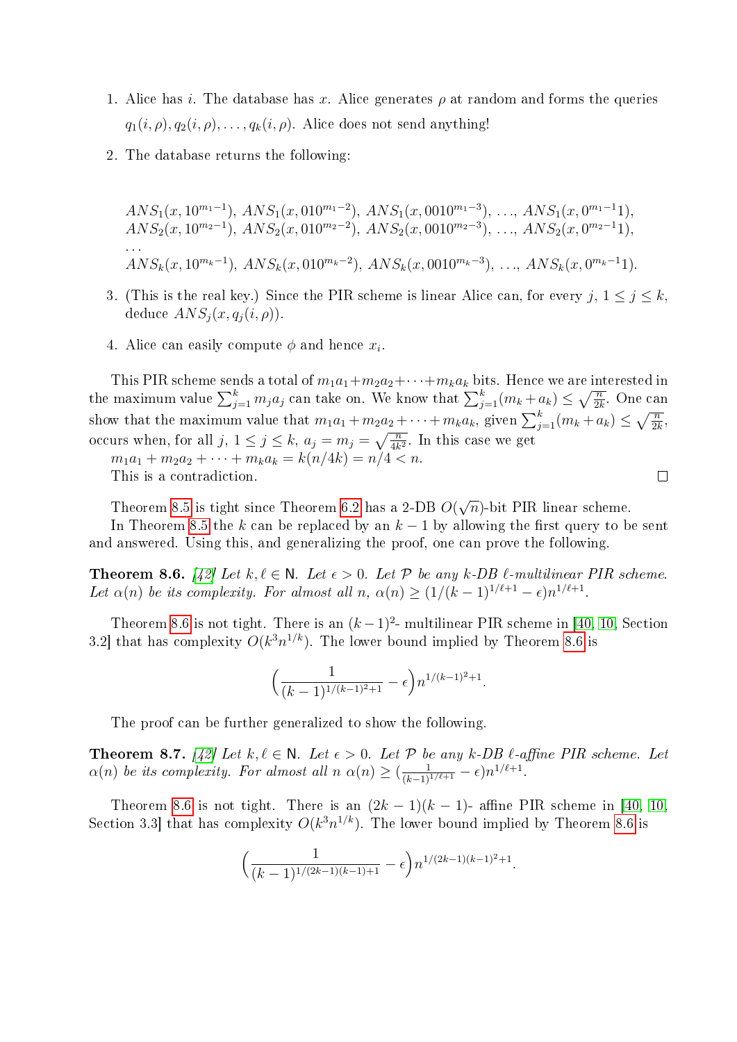1. Alice has $i$. The database has $x$. Alice generates $\rho$ at random and forms the queries $q_1(i,\rho), q_2(i,\rho), \ldots, q_k(i,\rho)$. Alice does not send anything!

2. The database returns the following:

   $ANS_1(x, 10^{m_1-1})$, $ANS_1(x, 010^{m_1-2})$, $ANS_1(x, 0010^{m_1-3})$, ..., $ANS_1(x, 0^{m_1-1}1)$,
   $ANS_2(x, 10^{m_2-1})$, $ANS_2(x, 010^{m_2-2})$, $ANS_2(x, 0010^{m_2-3})$, ..., $ANS_2(x, 0^{m_2-1}1)$,
   ...
   $ANS_k(x, 10^{m_k-1})$, $ANS_k(x, 010^{m_k-2})$, $ANS_k(x, 0010^{m_k-3})$, ..., $ANS_k(x, 0^{m_k-1}1)$.

3. (This is the real key.) Since the PIR scheme is linear Alice can, for every $j$, $1 \le j \le k$, deduce $ANS_j(x, q_j(i,\rho))$.

4. Alice can easily compute $\phi$ and hence $x_i$.

This PIR scheme sends a total of $m_1a_1 + m_2a_2 + \cdots + m_ka_k$ bits. Hence we are interested in the maximum value $\sum_{j=1}^{k} m_ja_j$ can take on. We know that $\sum_{j=1}^{k}(m_k + a_k) \le \sqrt{\frac{n}{2k}}$. One can show that the maximum value that $m_1a_1 + m_2a_2 + \cdots + m_ka_k$, given $\sum_{j=1}^{k}(m_k + a_k) \le \sqrt{\frac{n}{2k}}$, occurs when, for all $j$, $1 \le j \le k$, $a_j = m_j = \sqrt{\frac{n}{4k^2}}$. In this case we get
$m_1a_1 + m_2a_2 + \cdots + m_ka_k = k(n/4k) = n/4 < n$.
This is a contradiction. □

Theorem 8.5 is tight since Theorem 6.2 has a 2-DB $O(\sqrt{n})$-bit PIR linear scheme.
In Theorem 8.5 the $k$ can be replaced by an $k-1$ by allowing the first query to be sent and answered. Using this, and generalizing the proof, one can prove the following.

**Theorem 8.6.** *[42] Let $k, \ell \in \mathsf{N}$. Let $\epsilon > 0$. Let $\mathcal{P}$ be any $k$-DB $\ell$-multilinear PIR scheme. Let $\alpha(n)$ be its complexity. For almost all $n$, $\alpha(n) \ge (1/(k-1)^{1/\ell+1} - \epsilon)n^{1/\ell+1}$.*

Theorem 8.6 is not tight. There is an $(k-1)^2$- multilinear PIR scheme in [40, 10, Section 3.2] that has complexity $O(k^3 n^{1/k})$. The lower bound implied by Theorem 8.6 is

$$\left(\frac{1}{(k-1)^{1/(k-1)^2+1}} - \epsilon\right) n^{1/(k-1)^2+1}.$$

The proof can be further generalized to show the following.

**Theorem 8.7.** *[42] Let $k, \ell \in \mathsf{N}$. Let $\epsilon > 0$. Let $\mathcal{P}$ be any $k$-DB $\ell$-affine PIR scheme. Let $\alpha(n)$ be its complexity. For almost all $n$ $\alpha(n) \ge (\frac{1}{(k-1)^{1/\ell+1}} - \epsilon)n^{1/\ell+1}$.*

Theorem 8.6 is not tight. There is an $(2k-1)(k-1)$- affine PIR scheme in [40, 10, Section 3.3] that has complexity $O(k^3 n^{1/k})$. The lower bound implied by Theorem 8.6 is

$$\left(\frac{1}{(k-1)^{1/(2k-1)(k-1)+1}} - \epsilon\right) n^{1/(2k-1)(k-1)^2+1}.$$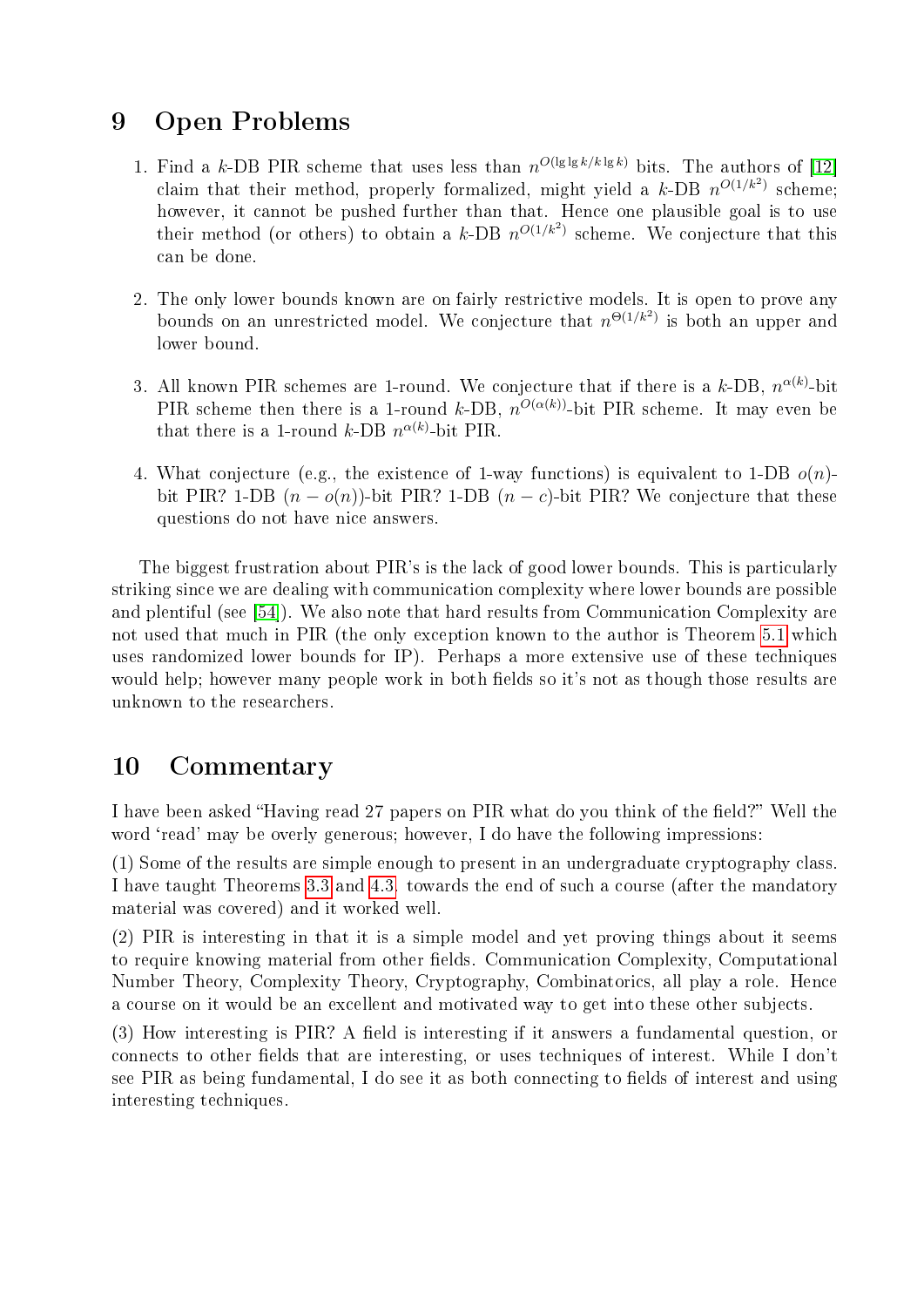## 9 Open Problems

1. Find a $k$-DB PIR scheme that uses less than $n^{O(\lg\lg k/k\lg k)}$ bits. The authors of [12] claim that their method, properly formalized, might yield a $k$-DB $n^{O(1/k^2)}$ scheme; however, it cannot be pushed further than that. Hence one plausible goal is to use their method (or others) to obtain a $k$-DB $n^{O(1/k^2)}$ scheme. We conjecture that this can be done.

2. The only lower bounds known are on fairly restrictive models. It is open to prove any bounds on an unrestricted model. We conjecture that $n^{\Theta(1/k^2)}$ is both an upper and lower bound.

3. All known PIR schemes are 1-round. We conjecture that if there is a $k$-DB, $n^{\alpha(k)}$-bit PIR scheme then there is a 1-round $k$-DB, $n^{O(\alpha(k))}$-bit PIR scheme. It may even be that there is a 1-round $k$-DB $n^{\alpha(k)}$-bit PIR.

4. What conjecture (e.g., the existence of 1-way functions) is equivalent to 1-DB $o(n)$-bit PIR? 1-DB $(n - o(n))$-bit PIR? 1-DB $(n - c)$-bit PIR? We conjecture that these questions do not have nice answers.

The biggest frustration about PIR's is the lack of good lower bounds. This is particularly striking since we are dealing with communication complexity where lower bounds are possible and plentiful (see [54]). We also note that hard results from Communication Complexity are not used that much in PIR (the only exception known to the author is Theorem 5.1 which uses randomized lower bounds for IP). Perhaps a more extensive use of these techniques would help; however many people work in both fields so it's not as though those results are unknown to the researchers.

## 10 Commentary

I have been asked "Having read 27 papers on PIR what do you think of the field?" Well the word 'read' may be overly generous; however, I do have the following impressions:

(1) Some of the results are simple enough to present in an undergraduate cryptography class. I have taught Theorems 3.3 and 4.3. towards the end of such a course (after the mandatory material was covered) and it worked well.

(2) PIR is interesting in that it is a simple model and yet proving things about it seems to require knowing material from other fields. Communication Complexity, Computational Number Theory, Complexity Theory, Cryptography, Combinatorics, all play a role. Hence a course on it would be an excellent and motivated way to get into these other subjects.

(3) How interesting is PIR? A field is interesting if it answers a fundamental question, or connects to other fields that are interesting, or uses techniques of interest. While I don't see PIR as being fundamental, I do see it as both connecting to fields of interest and using interesting techniques.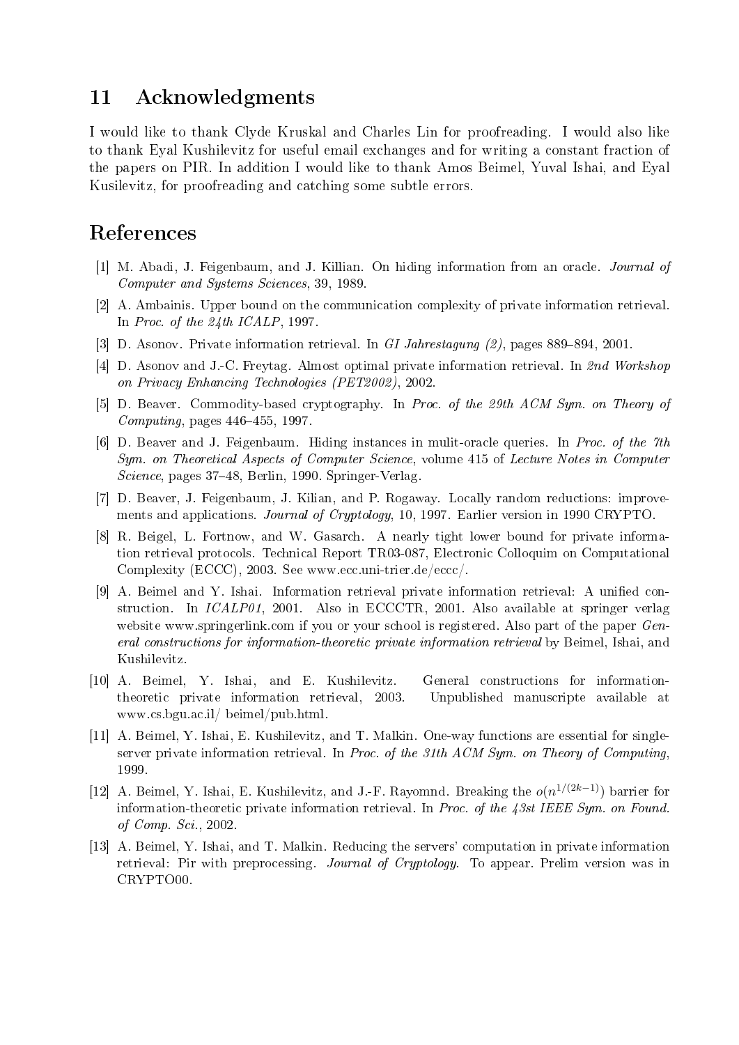## 11 Acknowledgments

I would like to thank Clyde Kruskal and Charles Lin for proofreading. I would also like to thank Eyal Kushilevitz for useful email exchanges and for writing a constant fraction of the papers on PIR. In addition I would like to thank Amos Beimel, Yuval Ishai, and Eyal Kusilevitz, for proofreading and catching some subtle errors.

## References

[1] M. Abadi, J. Feigenbaum, and J. Killian. On hiding information from an oracle. *Journal of Computer and Systems Sciences*, 39, 1989.

[2] A. Ambainis. Upper bound on the communication complexity of private information retrieval. In *Proc. of the 24th ICALP*, 1997.

[3] D. Asonov. Private information retrieval. In *GI Jahrestagung (2)*, pages 889–894, 2001.

[4] D. Asonov and J.-C. Freytag. Almost optimal private information retrieval. In *2nd Workshop on Privacy Enhancing Technologies (PET2002)*, 2002.

[5] D. Beaver. Commodity-based cryptography. In *Proc. of the 29th ACM Sym. on Theory of Computing*, pages 446–455, 1997.

[6] D. Beaver and J. Feigenbaum. Hiding instances in mulit-oracle queries. In *Proc. of the 7th Sym. on Theoretical Aspects of Computer Science*, volume 415 of *Lecture Notes in Computer Science*, pages 37–48, Berlin, 1990. Springer-Verlag.

[7] D. Beaver, J. Feigenbaum, J. Kilian, and P. Rogaway. Locally random reductions: improvements and applications. *Journal of Cryptology*, 10, 1997. Earlier version in 1990 CRYPTO.

[8] R. Beigel, L. Fortnow, and W. Gasarch. A nearly tight lower bound for private information retrieval protocols. Technical Report TR03-087, Electronic Colloquim on Computational Complexity (ECCC), 2003. See www.ecc.uni-trier.de/eccc/.

[9] A. Beimel and Y. Ishai. Information retrieval private information retrieval: A unified construction. In *ICALP01*, 2001. Also in ECCCTR, 2001. Also available at springer verlag website www.springerlink.com if you or your school is registered. Also part of the paper *General constructions for information-theoretic private information retrieval* by Beimel, Ishai, and Kushilevitz.

[10] A. Beimel, Y. Ishai, and E. Kushilevitz. General constructions for information-theoretic private information retrieval, 2003. Unpublished manuscripte available at www.cs.bgu.ac.il/ beimel/pub.html.

[11] A. Beimel, Y. Ishai, E. Kushilevitz, and T. Malkin. One-way functions are essential for single-server private information retrieval. In *Proc. of the 31th ACM Sym. on Theory of Computing*, 1999.

[12] A. Beimel, Y. Ishai, E. Kushilevitz, and J.-F. Rayomnd. Breaking the $o(n^{1/(2k-1)})$ barrier for information-theoretic private information retrieval. In *Proc. of the 43st IEEE Sym. on Found. of Comp. Sci.*, 2002.

[13] A. Beimel, Y. Ishai, and T. Malkin. Reducing the servers' computation in private information retrieval: Pir with preprocessing. *Journal of Cryptology*. To appear. Prelim version was in CRYPTO00.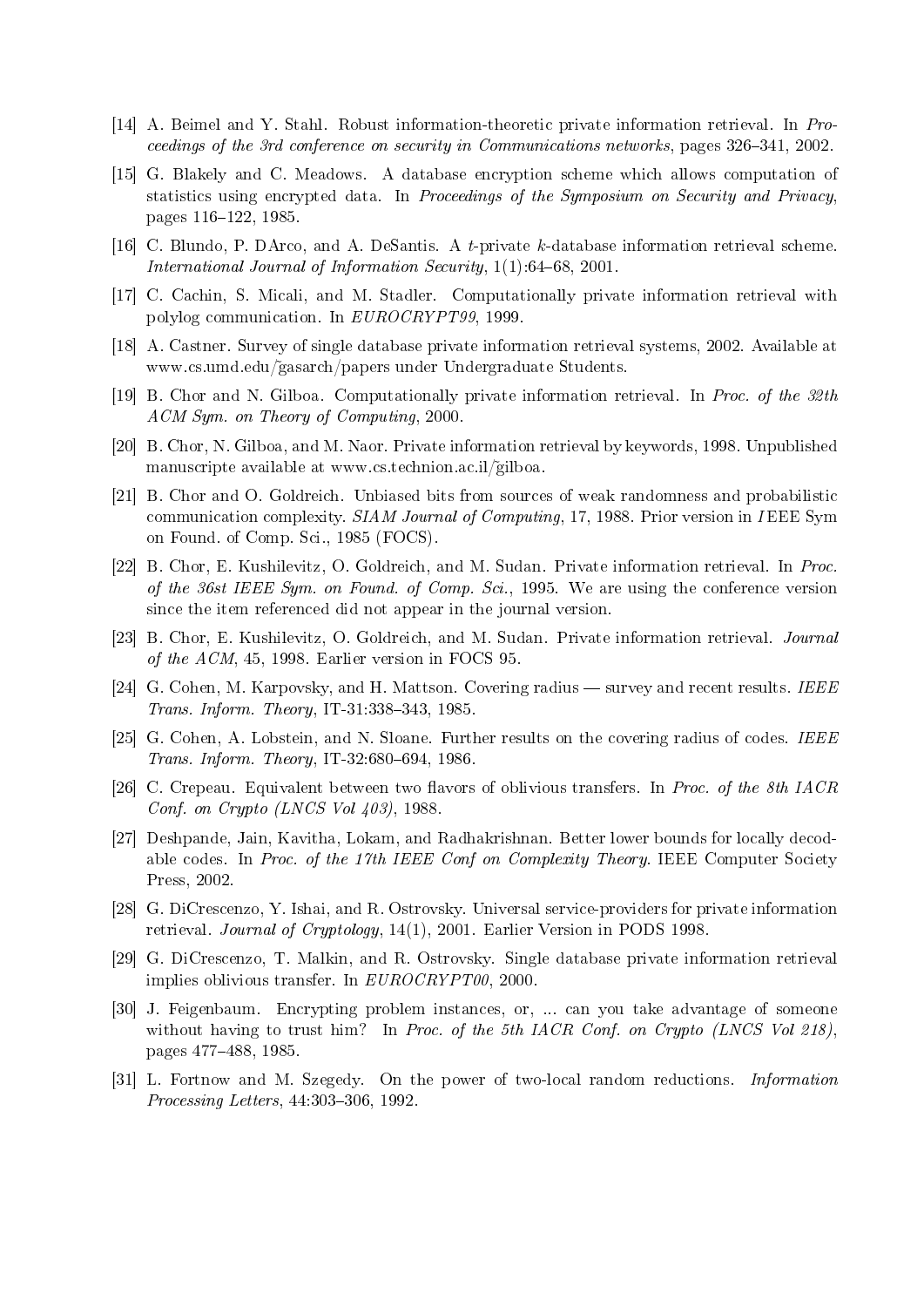[14] A. Beimel and Y. Stahl. Robust information-theoretic private information retrieval. In *Proceedings of the 3rd conference on security in Communications networks*, pages 326–341, 2002.

[15] G. Blakely and C. Meadows. A database encryption scheme which allows computation of statistics using encrypted data. In *Proceedings of the Symposium on Security and Privacy*, pages 116–122, 1985.

[16] C. Blundo, P. DArco, and A. DeSantis. A $t$-private $k$-database information retrieval scheme. *International Journal of Information Security*, 1(1):64–68, 2001.

[17] C. Cachin, S. Micali, and M. Stadler. Computationally private information retrieval with polylog communication. In *EUROCRYPT99*, 1999.

[18] A. Castner. Survey of single database private information retrieval systems, 2002. Available at www.cs.umd.edu/gasarch/papers under Undergraduate Students.

[19] B. Chor and N. Gilboa. Computationally private information retrieval. In *Proc. of the 32th ACM Sym. on Theory of Computing*, 2000.

[20] B. Chor, N. Gilboa, and M. Naor. Private information retrieval by keywords, 1998. Unpublished manuscripte available at www.cs.technion.ac.il/gilboa.

[21] B. Chor and O. Goldreich. Unbiased bits from sources of weak randomness and probabilistic communication complexity. *SIAM Journal of Computing*, 17, 1988. Prior version in *I*EEE Sym on Found. of Comp. Sci., 1985 (FOCS).

[22] B. Chor, E. Kushilevitz, O. Goldreich, and M. Sudan. Private information retrieval. In *Proc. of the 36st IEEE Sym. on Found. of Comp. Sci.*, 1995. We are using the conference version since the item referenced did not appear in the journal version.

[23] B. Chor, E. Kushilevitz, O. Goldreich, and M. Sudan. Private information retrieval. *Journal of the ACM*, 45, 1998. Earlier version in FOCS 95.

[24] G. Cohen, M. Karpovsky, and H. Mattson. Covering radius — survey and recent results. *IEEE Trans. Inform. Theory*, IT-31:338–343, 1985.

[25] G. Cohen, A. Lobstein, and N. Sloane. Further results on the covering radius of codes. *IEEE Trans. Inform. Theory*, IT-32:680–694, 1986.

[26] C. Crepeau. Equivalent between two flavors of oblivious transfers. In *Proc. of the 8th IACR Conf. on Crypto (LNCS Vol 403)*, 1988.

[27] Deshpande, Jain, Kavitha, Lokam, and Radhakrishnan. Better lower bounds for locally decodable codes. In *Proc. of the 17th IEEE Conf on Complexity Theory*. IEEE Computer Society Press, 2002.

[28] G. DiCrescenzo, Y. Ishai, and R. Ostrovsky. Universal service-providers for private information retrieval. *Journal of Cryptology*, 14(1), 2001. Earlier Version in PODS 1998.

[29] G. DiCrescenzo, T. Malkin, and R. Ostrovsky. Single database private information retrieval implies oblivious transfer. In *EUROCRYPT00*, 2000.

[30] J. Feigenbaum. Encrypting problem instances, or, ... can you take advantage of someone without having to trust him? In *Proc. of the 5th IACR Conf. on Crypto (LNCS Vol 218)*, pages 477–488, 1985.

[31] L. Fortnow and M. Szegedy. On the power of two-local random reductions. *Information Processing Letters*, 44:303–306, 1992.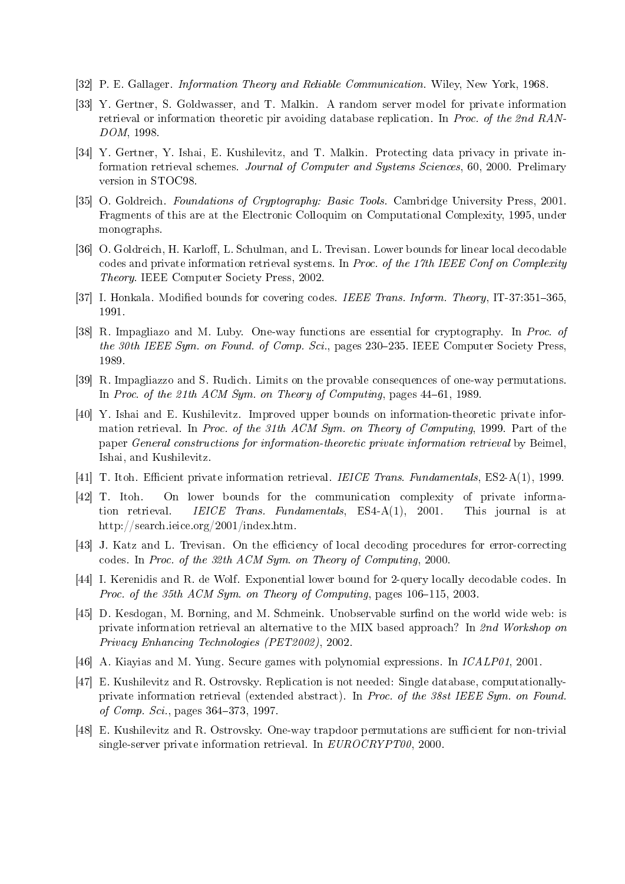[32] P. E. Gallager. *Information Theory and Reliable Communication*. Wiley, New York, 1968.

[33] Y. Gertner, S. Goldwasser, and T. Malkin. A random server model for private information retrieval or information theoretic pir avoiding database replication. In *Proc. of the 2nd RANDOM*, 1998.

[34] Y. Gertner, Y. Ishai, E. Kushilevitz, and T. Malkin. Protecting data privacy in private information retrieval schemes. *Journal of Computer and Systems Sciences*, 60, 2000. Prelimary version in STOC98.

[35] O. Goldreich. *Foundations of Cryptography: Basic Tools*. Cambridge University Press, 2001. Fragments of this are at the Electronic Colloquim on Computational Complexity, 1995, under monographs.

[36] O. Goldreich, H. Karloff, L. Schulman, and L. Trevisan. Lower bounds for linear local decodable codes and private information retrieval systems. In *Proc. of the 17th IEEE Conf on Complexity Theory*. IEEE Computer Society Press, 2002.

[37] I. Honkala. Modified bounds for covering codes. *IEEE Trans. Inform. Theory*, IT-37:351–365, 1991.

[38] R. Impagliazo and M. Luby. One-way functions are essential for cryptography. In *Proc. of the 30th IEEE Sym. on Found. of Comp. Sci.*, pages 230–235. IEEE Computer Society Press, 1989.

[39] R. Impagliazzo and S. Rudich. Limits on the provable consequences of one-way permutations. In *Proc. of the 21th ACM Sym. on Theory of Computing*, pages 44–61, 1989.

[40] Y. Ishai and E. Kushilevitz. Improved upper bounds on information-theoretic private information retrieval. In *Proc. of the 31th ACM Sym. on Theory of Computing*, 1999. Part of the paper *General constructions for information-theoretic private information retrieval* by Beimel, Ishai, and Kushilevitz.

[41] T. Itoh. Efficient private information retrieval. *IEICE Trans. Fundamentals*, ES2-A(1), 1999.

[42] T. Itoh. On lower bounds for the communication complexity of private information retrieval. *IEICE Trans. Fundamentals*, ES4-A(1), 2001. This journal is at http://search.ieice.org/2001/index.htm.

[43] J. Katz and L. Trevisan. On the efficiency of local decoding procedures for error-correcting codes. In *Proc. of the 32th ACM Sym. on Theory of Computing*, 2000.

[44] I. Kerenidis and R. de Wolf. Exponential lower bound for 2-query locally decodable codes. In *Proc. of the 35th ACM Sym. on Theory of Computing*, pages 106–115, 2003.

[45] D. Kesdogan, M. Borning, and M. Schmeink. Unobservable surfind on the world wide web: is private information retrieval an alternative to the MIX based approach? In *2nd Workshop on Privacy Enhancing Technologies (PET2002)*, 2002.

[46] A. Kiayias and M. Yung. Secure games with polynomial expressions. In *ICALP01*, 2001.

[47] E. Kushilevitz and R. Ostrovsky. Replication is not needed: Single database, computationally-private information retrieval (extended abstract). In *Proc. of the 38st IEEE Sym. on Found. of Comp. Sci.*, pages 364–373, 1997.

[48] E. Kushilevitz and R. Ostrovsky. One-way trapdoor permutations are sufficient for non-trivial single-server private information retrieval. In *EUROCRYPT00*, 2000.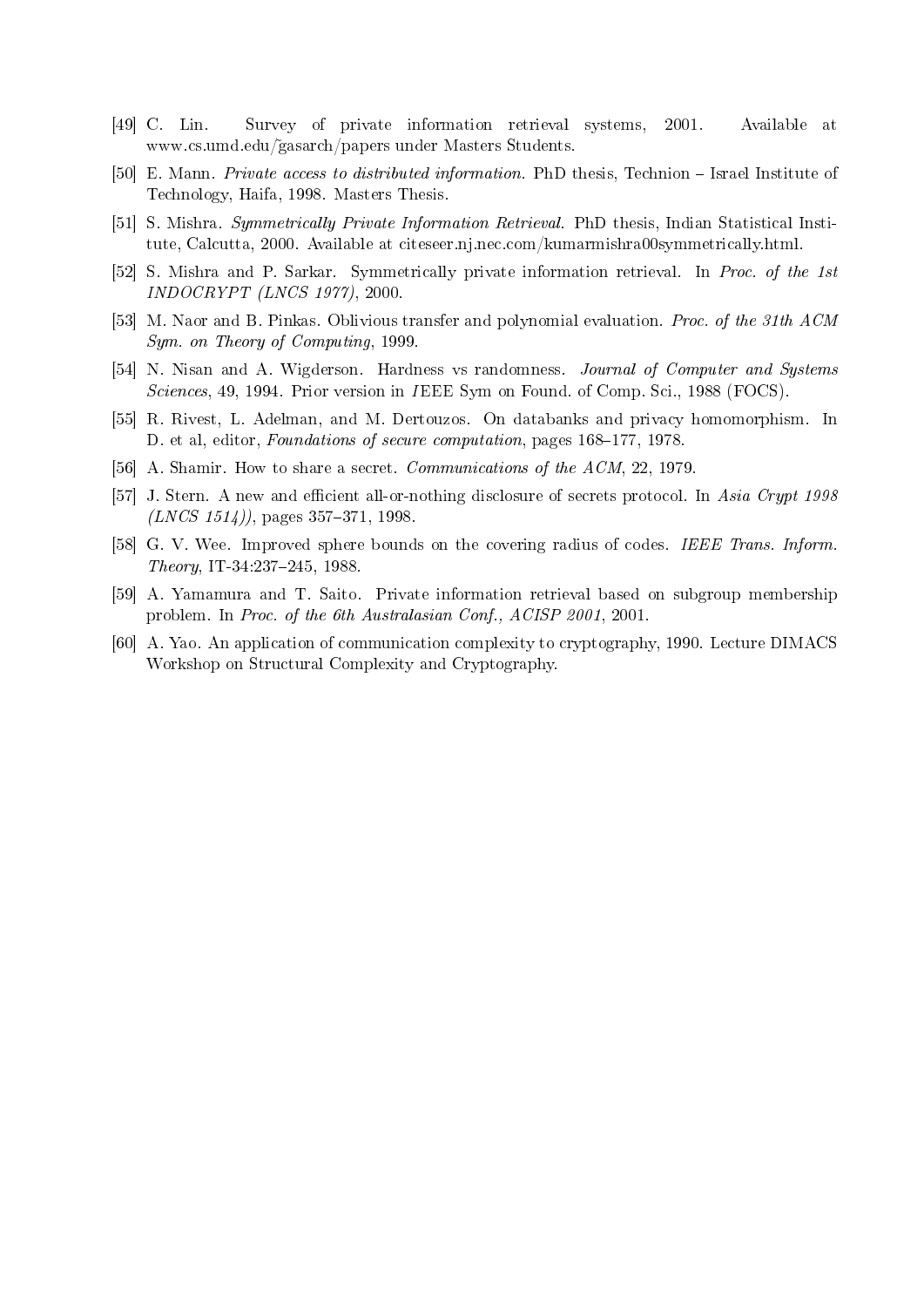[49] C. Lin. Survey of private information retrieval systems, 2001. Available at www.cs.umd.edu/gasarch/papers under Masters Students.

[50] E. Mann. *Private access to distributed information.* PhD thesis, Technion – Israel Institute of Technology, Haifa, 1998. Masters Thesis.

[51] S. Mishra. *Symmetrically Private Information Retrieval.* PhD thesis, Indian Statistical Institute, Calcutta, 2000. Available at citeseer.nj.nec.com/kumarmishra00symmetrically.html.

[52] S. Mishra and P. Sarkar. Symmetrically private information retrieval. In *Proc. of the 1st INDOCRYPT (LNCS 1977)*, 2000.

[53] M. Naor and B. Pinkas. Oblivious transfer and polynomial evaluation. *Proc. of the 31th ACM Sym. on Theory of Computing*, 1999.

[54] N. Nisan and A. Wigderson. Hardness vs randomness. *Journal of Computer and Systems Sciences*, 49, 1994. Prior version in IEEE Sym on Found. of Comp. Sci., 1988 (FOCS).

[55] R. Rivest, L. Adelman, and M. Dertouzos. On databanks and privacy homomorphism. In D. et al, editor, *Foundations of secure computation*, pages 168–177, 1978.

[56] A. Shamir. How to share a secret. *Communications of the ACM*, 22, 1979.

[57] J. Stern. A new and efficient all-or-nothing disclosure of secrets protocol. In *Asia Crypt 1998 (LNCS 1514))*, pages 357–371, 1998.

[58] G. V. Wee. Improved sphere bounds on the covering radius of codes. *IEEE Trans. Inform. Theory*, IT-34:237–245, 1988.

[59] A. Yamamura and T. Saito. Private information retrieval based on subgroup membership problem. In *Proc. of the 6th Australasian Conf., ACISP 2001*, 2001.

[60] A. Yao. An application of communication complexity to cryptography, 1990. Lecture DIMACS Workshop on Structural Complexity and Cryptography.